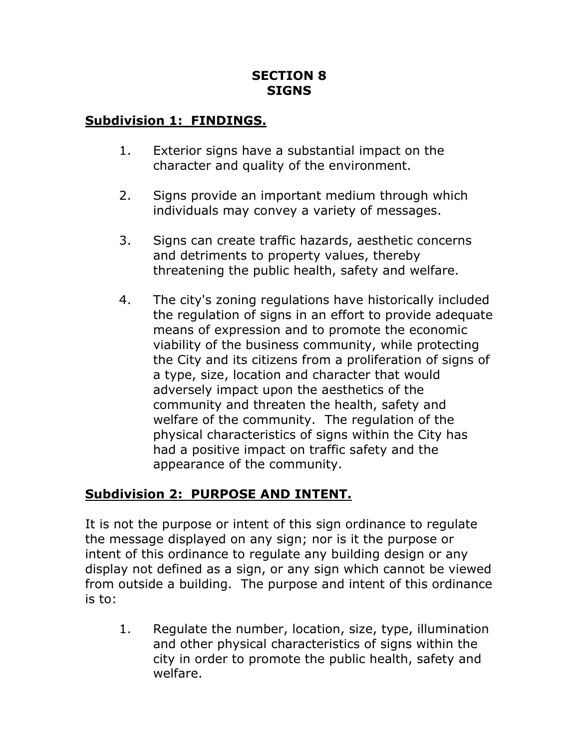# SECTION 8
# SIGNS

## Subdivision 1: FINDINGS.

1. Exterior signs have a substantial impact on the character and quality of the environment.

2. Signs provide an important medium through which individuals may convey a variety of messages.

3. Signs can create traffic hazards, aesthetic concerns and detriments to property values, thereby threatening the public health, safety and welfare.

4. The city's zoning regulations have historically included the regulation of signs in an effort to provide adequate means of expression and to promote the economic viability of the business community, while protecting the City and its citizens from a proliferation of signs of a type, size, location and character that would adversely impact upon the aesthetics of the community and threaten the health, safety and welfare of the community. The regulation of the physical characteristics of signs within the City has had a positive impact on traffic safety and the appearance of the community.

## Subdivision 2: PURPOSE AND INTENT.

It is not the purpose or intent of this sign ordinance to regulate the message displayed on any sign; nor is it the purpose or intent of this ordinance to regulate any building design or any display not defined as a sign, or any sign which cannot be viewed from outside a building. The purpose and intent of this ordinance is to:

1. Regulate the number, location, size, type, illumination and other physical characteristics of signs within the city in order to promote the public health, safety and welfare.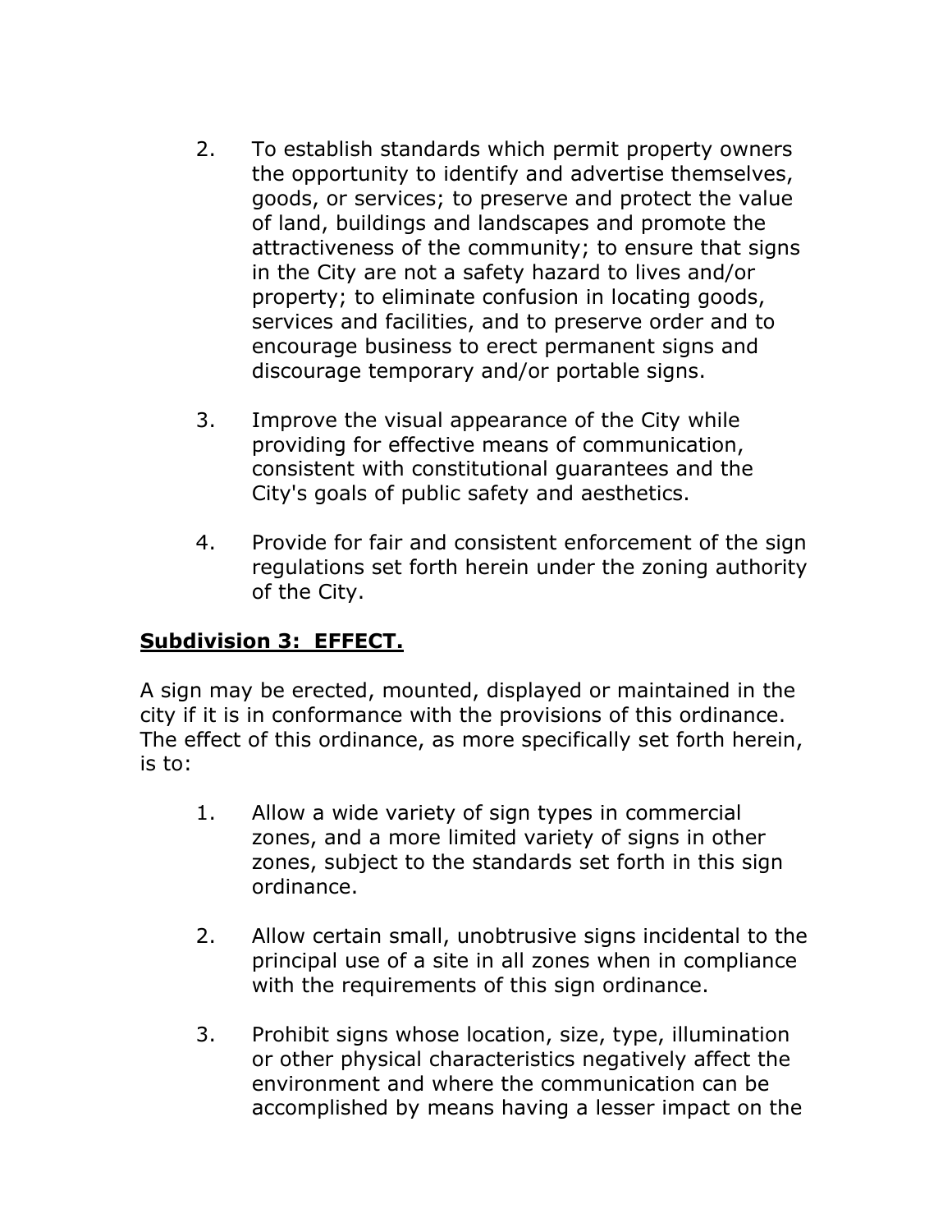2. To establish standards which permit property owners the opportunity to identify and advertise themselves, goods, or services; to preserve and protect the value of land, buildings and landscapes and promote the attractiveness of the community; to ensure that signs in the City are not a safety hazard to lives and/or property; to eliminate confusion in locating goods, services and facilities, and to preserve order and to encourage business to erect permanent signs and discourage temporary and/or portable signs.

3. Improve the visual appearance of the City while providing for effective means of communication, consistent with constitutional guarantees and the City's goals of public safety and aesthetics.

4. Provide for fair and consistent enforcement of the sign regulations set forth herein under the zoning authority of the City.

**Subdivision 3: EFFECT.**

A sign may be erected, mounted, displayed or maintained in the city if it is in conformance with the provisions of this ordinance. The effect of this ordinance, as more specifically set forth herein, is to:

1. Allow a wide variety of sign types in commercial zones, and a more limited variety of signs in other zones, subject to the standards set forth in this sign ordinance.

2. Allow certain small, unobtrusive signs incidental to the principal use of a site in all zones when in compliance with the requirements of this sign ordinance.

3. Prohibit signs whose location, size, type, illumination or other physical characteristics negatively affect the environment and where the communication can be accomplished by means having a lesser impact on the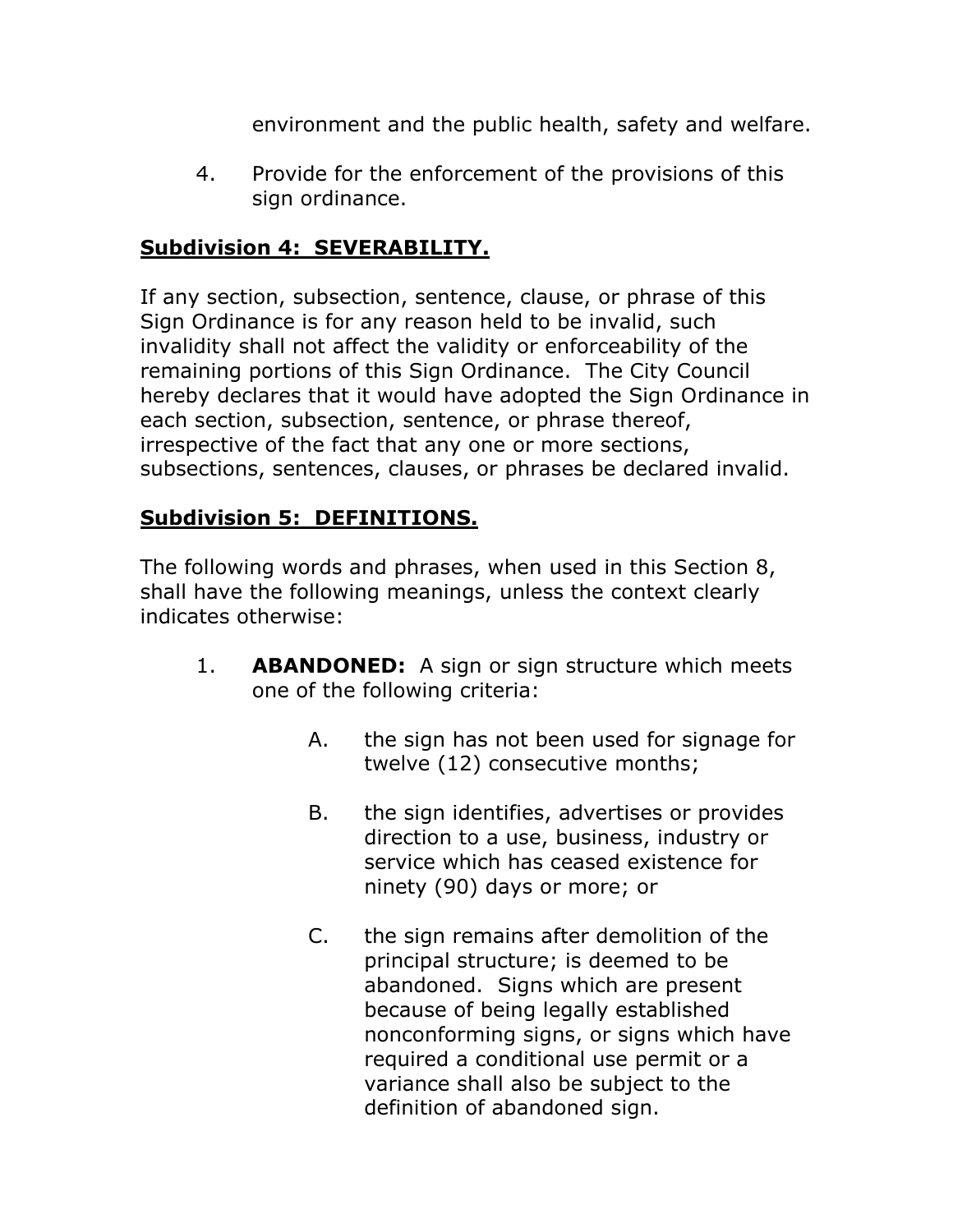environment and the public health, safety and welfare.

4. Provide for the enforcement of the provisions of this sign ordinance.

**Subdivision 4: SEVERABILITY.**

If any section, subsection, sentence, clause, or phrase of this Sign Ordinance is for any reason held to be invalid, such invalidity shall not affect the validity or enforceability of the remaining portions of this Sign Ordinance. The City Council hereby declares that it would have adopted the Sign Ordinance in each section, subsection, sentence, or phrase thereof, irrespective of the fact that any one or more sections, subsections, sentences, clauses, or phrases be declared invalid.

**Subdivision 5: DEFINITIONS.**

The following words and phrases, when used in this Section 8, shall have the following meanings, unless the context clearly indicates otherwise:

1. **ABANDONED:** A sign or sign structure which meets one of the following criteria:

   A. the sign has not been used for signage for twelve (12) consecutive months;

   B. the sign identifies, advertises or provides direction to a use, business, industry or service which has ceased existence for ninety (90) days or more; or

   C. the sign remains after demolition of the principal structure; is deemed to be abandoned. Signs which are present because of being legally established nonconforming signs, or signs which have required a conditional use permit or a variance shall also be subject to the definition of abandoned sign.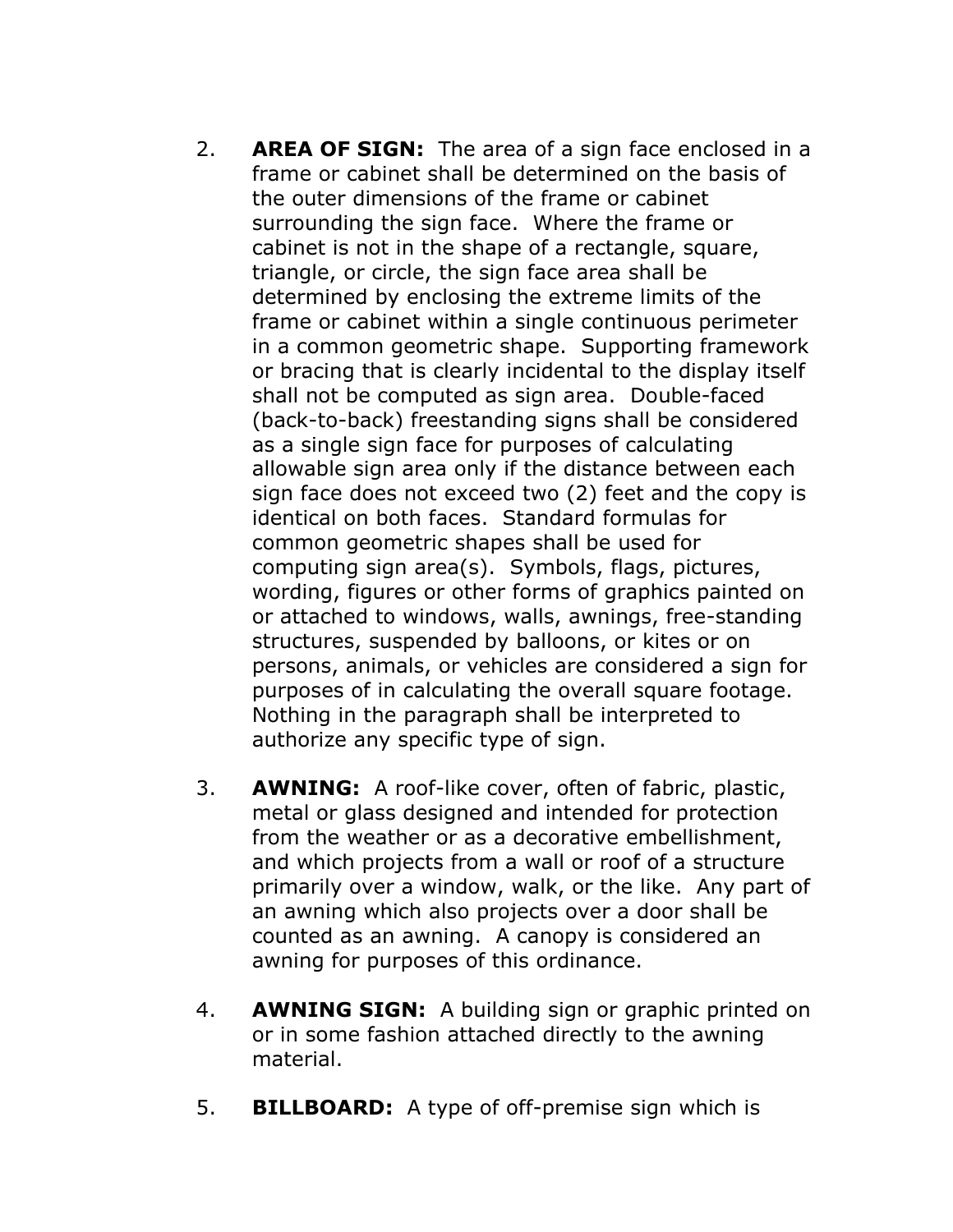2. **AREA OF SIGN:** The area of a sign face enclosed in a frame or cabinet shall be determined on the basis of the outer dimensions of the frame or cabinet surrounding the sign face. Where the frame or cabinet is not in the shape of a rectangle, square, triangle, or circle, the sign face area shall be determined by enclosing the extreme limits of the frame or cabinet within a single continuous perimeter in a common geometric shape. Supporting framework or bracing that is clearly incidental to the display itself shall not be computed as sign area. Double-faced (back-to-back) freestanding signs shall be considered as a single sign face for purposes of calculating allowable sign area only if the distance between each sign face does not exceed two (2) feet and the copy is identical on both faces. Standard formulas for common geometric shapes shall be used for computing sign area(s). Symbols, flags, pictures, wording, figures or other forms of graphics painted on or attached to windows, walls, awnings, free-standing structures, suspended by balloons, or kites or on persons, animals, or vehicles are considered a sign for purposes of in calculating the overall square footage. Nothing in the paragraph shall be interpreted to authorize any specific type of sign.

3. **AWNING:** A roof-like cover, often of fabric, plastic, metal or glass designed and intended for protection from the weather or as a decorative embellishment, and which projects from a wall or roof of a structure primarily over a window, walk, or the like. Any part of an awning which also projects over a door shall be counted as an awning. A canopy is considered an awning for purposes of this ordinance.

4. **AWNING SIGN:** A building sign or graphic printed on or in some fashion attached directly to the awning material.

5. **BILLBOARD:** A type of off-premise sign which is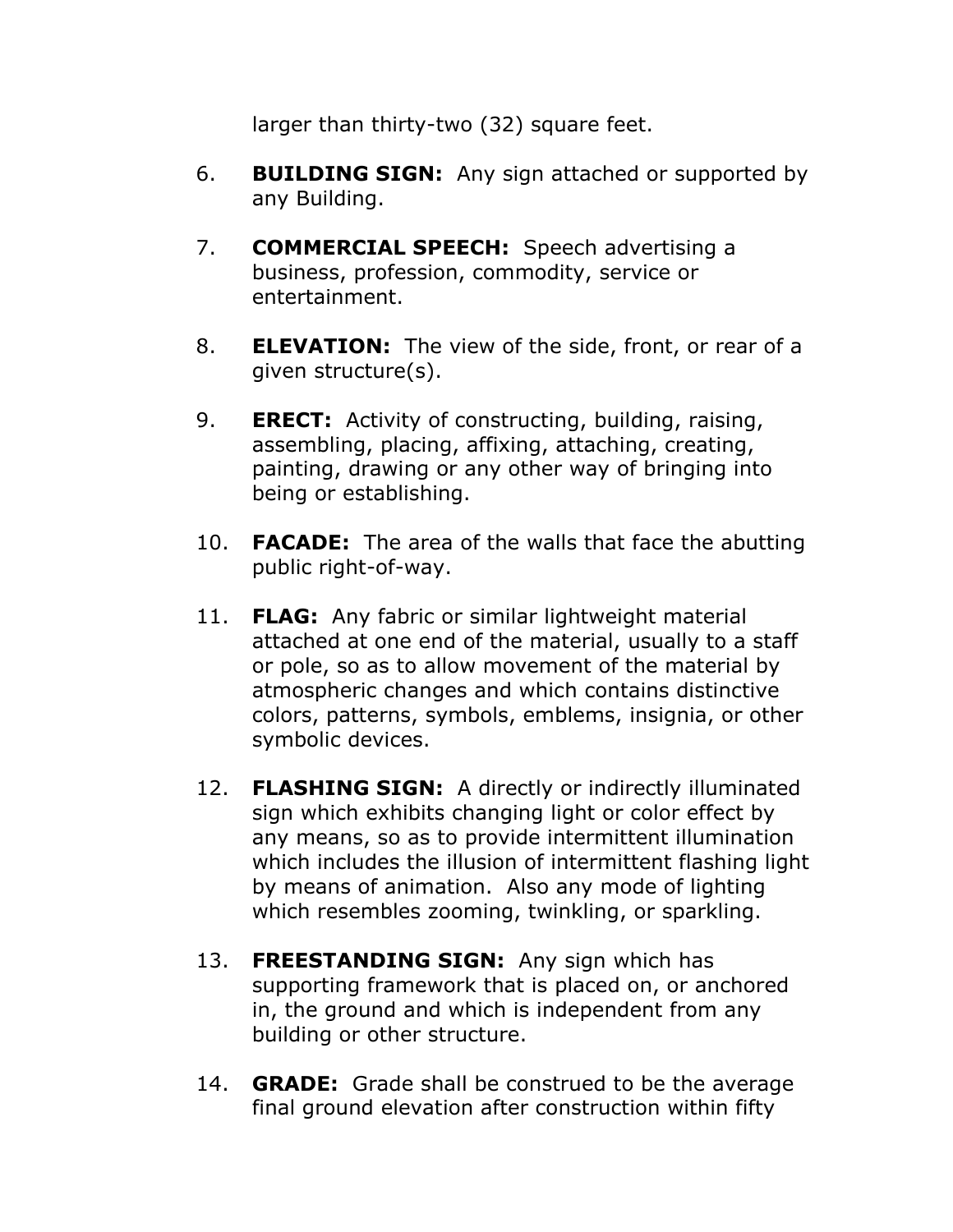larger than thirty-two (32) square feet.

6. **BUILDING SIGN:** Any sign attached or supported by any Building.

7. **COMMERCIAL SPEECH:** Speech advertising a business, profession, commodity, service or entertainment.

8. **ELEVATION:** The view of the side, front, or rear of a given structure(s).

9. **ERECT:** Activity of constructing, building, raising, assembling, placing, affixing, attaching, creating, painting, drawing or any other way of bringing into being or establishing.

10. **FACADE:** The area of the walls that face the abutting public right-of-way.

11. **FLAG:** Any fabric or similar lightweight material attached at one end of the material, usually to a staff or pole, so as to allow movement of the material by atmospheric changes and which contains distinctive colors, patterns, symbols, emblems, insignia, or other symbolic devices.

12. **FLASHING SIGN:** A directly or indirectly illuminated sign which exhibits changing light or color effect by any means, so as to provide intermittent illumination which includes the illusion of intermittent flashing light by means of animation. Also any mode of lighting which resembles zooming, twinkling, or sparkling.

13. **FREESTANDING SIGN:** Any sign which has supporting framework that is placed on, or anchored in, the ground and which is independent from any building or other structure.

14. **GRADE:** Grade shall be construed to be the average final ground elevation after construction within fifty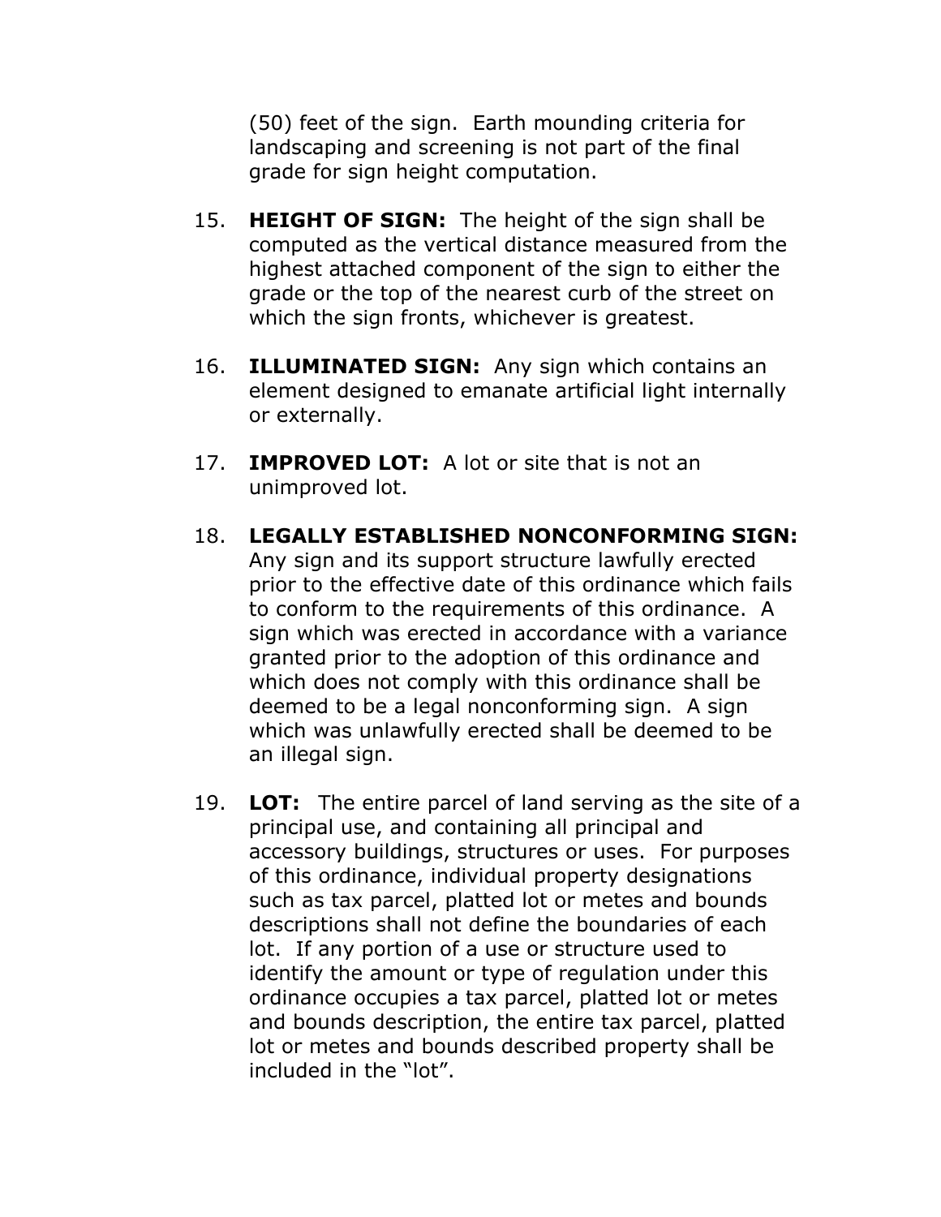(50) feet of the sign. Earth mounding criteria for landscaping and screening is not part of the final grade for sign height computation.

15. **HEIGHT OF SIGN:** The height of the sign shall be computed as the vertical distance measured from the highest attached component of the sign to either the grade or the top of the nearest curb of the street on which the sign fronts, whichever is greatest.

16. **ILLUMINATED SIGN:** Any sign which contains an element designed to emanate artificial light internally or externally.

17. **IMPROVED LOT:** A lot or site that is not an unimproved lot.

18. **LEGALLY ESTABLISHED NONCONFORMING SIGN:** Any sign and its support structure lawfully erected prior to the effective date of this ordinance which fails to conform to the requirements of this ordinance. A sign which was erected in accordance with a variance granted prior to the adoption of this ordinance and which does not comply with this ordinance shall be deemed to be a legal nonconforming sign. A sign which was unlawfully erected shall be deemed to be an illegal sign.

19. **LOT:** The entire parcel of land serving as the site of a principal use, and containing all principal and accessory buildings, structures or uses. For purposes of this ordinance, individual property designations such as tax parcel, platted lot or metes and bounds descriptions shall not define the boundaries of each lot. If any portion of a use or structure used to identify the amount or type of regulation under this ordinance occupies a tax parcel, platted lot or metes and bounds description, the entire tax parcel, platted lot or metes and bounds described property shall be included in the "lot".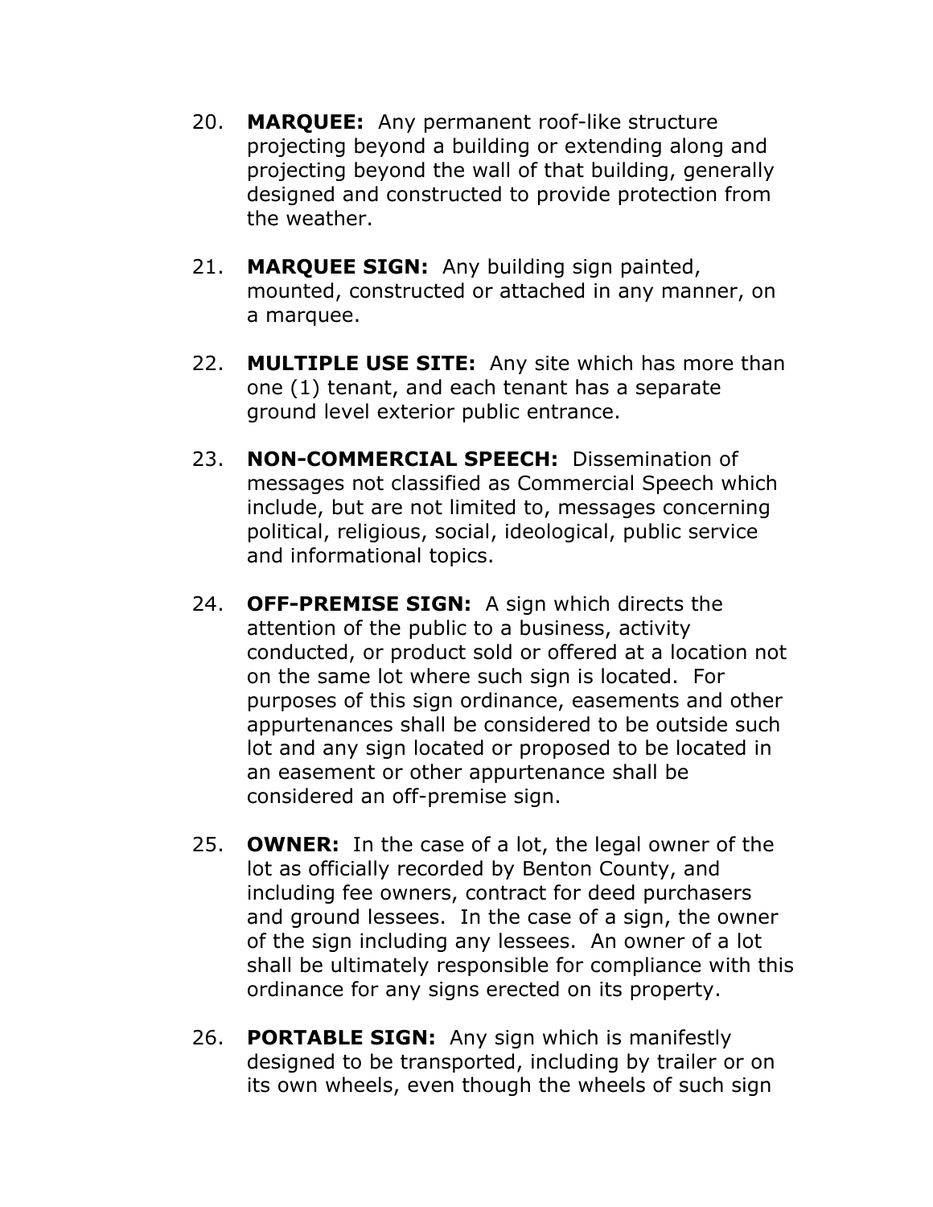20. **MARQUEE:** Any permanent roof-like structure projecting beyond a building or extending along and projecting beyond the wall of that building, generally designed and constructed to provide protection from the weather.

21. **MARQUEE SIGN:** Any building sign painted, mounted, constructed or attached in any manner, on a marquee.

22. **MULTIPLE USE SITE:** Any site which has more than one (1) tenant, and each tenant has a separate ground level exterior public entrance.

23. **NON-COMMERCIAL SPEECH:** Dissemination of messages not classified as Commercial Speech which include, but are not limited to, messages concerning political, religious, social, ideological, public service and informational topics.

24. **OFF-PREMISE SIGN:** A sign which directs the attention of the public to a business, activity conducted, or product sold or offered at a location not on the same lot where such sign is located. For purposes of this sign ordinance, easements and other appurtenances shall be considered to be outside such lot and any sign located or proposed to be located in an easement or other appurtenance shall be considered an off-premise sign.

25. **OWNER:** In the case of a lot, the legal owner of the lot as officially recorded by Benton County, and including fee owners, contract for deed purchasers and ground lessees. In the case of a sign, the owner of the sign including any lessees. An owner of a lot shall be ultimately responsible for compliance with this ordinance for any signs erected on its property.

26. **PORTABLE SIGN:** Any sign which is manifestly designed to be transported, including by trailer or on its own wheels, even though the wheels of such sign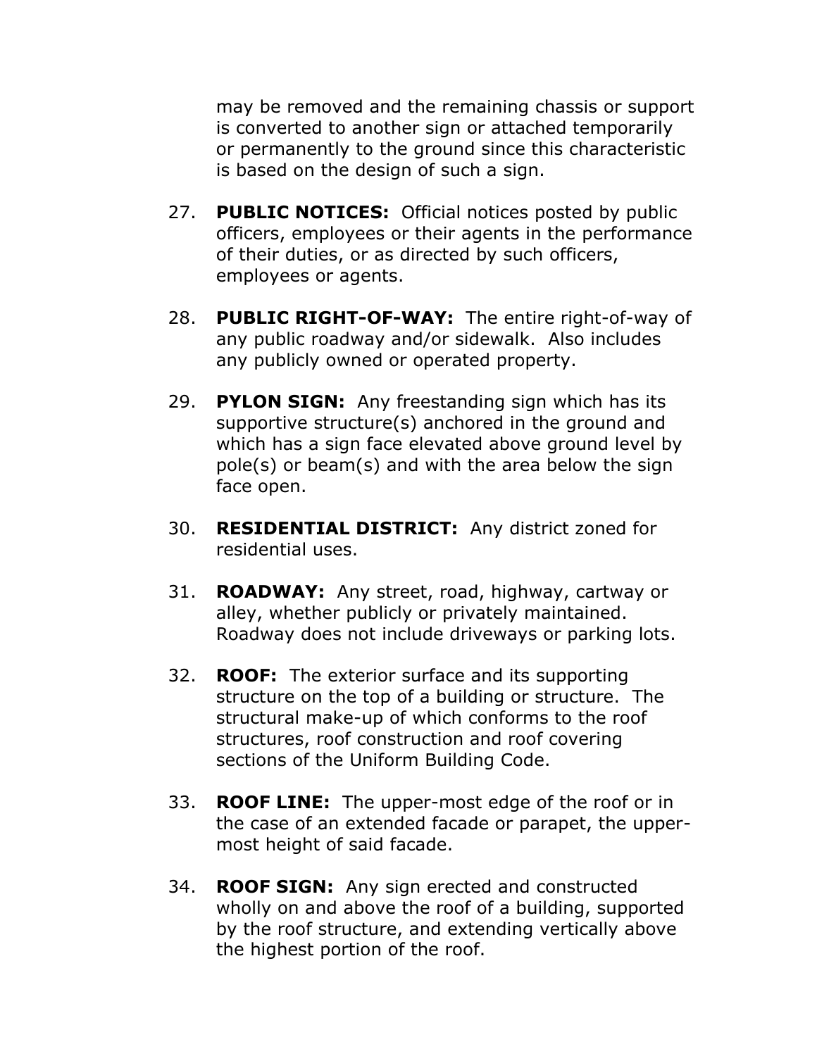may be removed and the remaining chassis or support is converted to another sign or attached temporarily or permanently to the ground since this characteristic is based on the design of such a sign.

27. **PUBLIC NOTICES:** Official notices posted by public officers, employees or their agents in the performance of their duties, or as directed by such officers, employees or agents.

28. **PUBLIC RIGHT-OF-WAY:** The entire right-of-way of any public roadway and/or sidewalk. Also includes any publicly owned or operated property.

29. **PYLON SIGN:** Any freestanding sign which has its supportive structure(s) anchored in the ground and which has a sign face elevated above ground level by pole(s) or beam(s) and with the area below the sign face open.

30. **RESIDENTIAL DISTRICT:** Any district zoned for residential uses.

31. **ROADWAY:** Any street, road, highway, cartway or alley, whether publicly or privately maintained. Roadway does not include driveways or parking lots.

32. **ROOF:** The exterior surface and its supporting structure on the top of a building or structure. The structural make-up of which conforms to the roof structures, roof construction and roof covering sections of the Uniform Building Code.

33. **ROOF LINE:** The upper-most edge of the roof or in the case of an extended facade or parapet, the upper-most height of said facade.

34. **ROOF SIGN:** Any sign erected and constructed wholly on and above the roof of a building, supported by the roof structure, and extending vertically above the highest portion of the roof.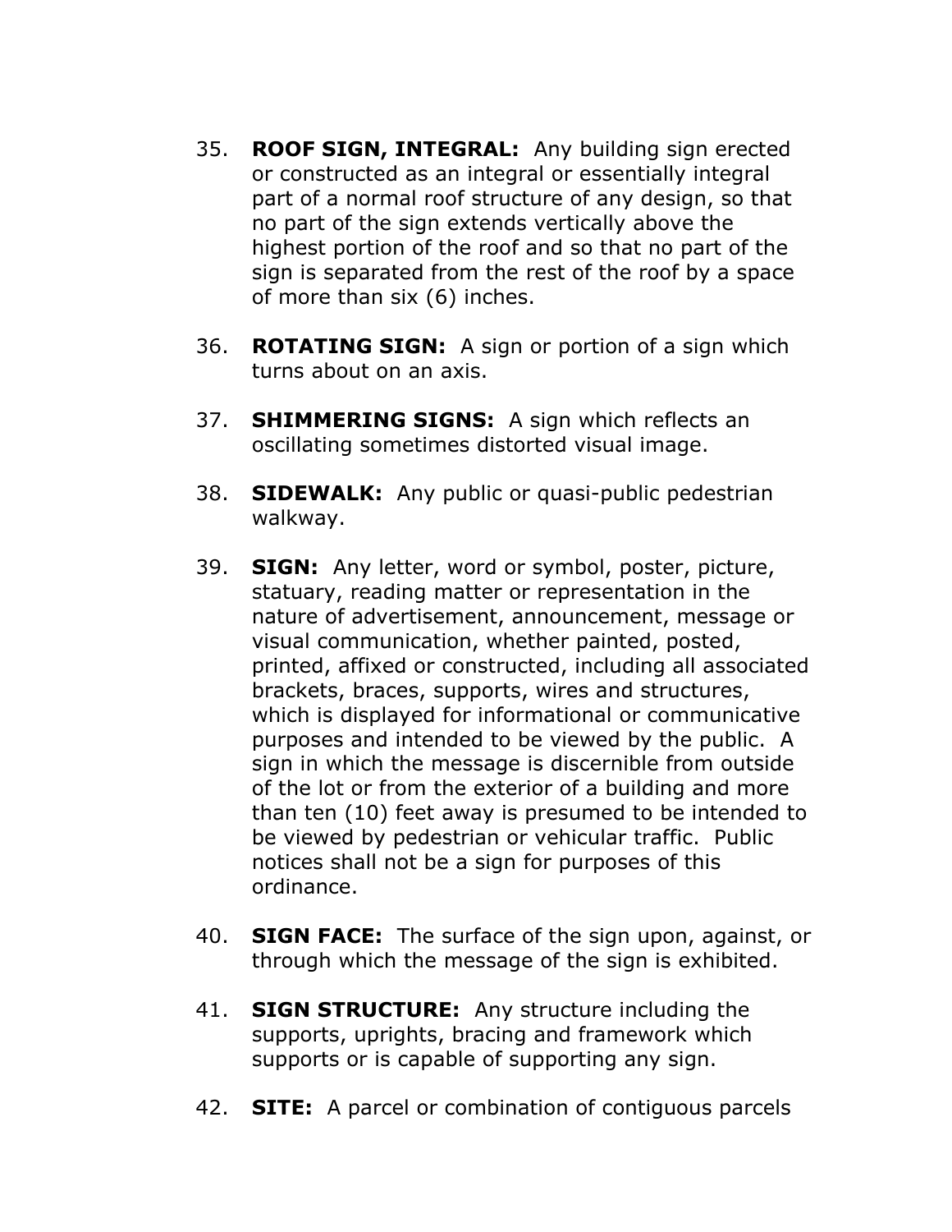35. **ROOF SIGN, INTEGRAL:** Any building sign erected or constructed as an integral or essentially integral part of a normal roof structure of any design, so that no part of the sign extends vertically above the highest portion of the roof and so that no part of the sign is separated from the rest of the roof by a space of more than six (6) inches.

36. **ROTATING SIGN:** A sign or portion of a sign which turns about on an axis.

37. **SHIMMERING SIGNS:** A sign which reflects an oscillating sometimes distorted visual image.

38. **SIDEWALK:** Any public or quasi-public pedestrian walkway.

39. **SIGN:** Any letter, word or symbol, poster, picture, statuary, reading matter or representation in the nature of advertisement, announcement, message or visual communication, whether painted, posted, printed, affixed or constructed, including all associated brackets, braces, supports, wires and structures, which is displayed for informational or communicative purposes and intended to be viewed by the public. A sign in which the message is discernible from outside of the lot or from the exterior of a building and more than ten (10) feet away is presumed to be intended to be viewed by pedestrian or vehicular traffic. Public notices shall not be a sign for purposes of this ordinance.

40. **SIGN FACE:** The surface of the sign upon, against, or through which the message of the sign is exhibited.

41. **SIGN STRUCTURE:** Any structure including the supports, uprights, bracing and framework which supports or is capable of supporting any sign.

42. **SITE:** A parcel or combination of contiguous parcels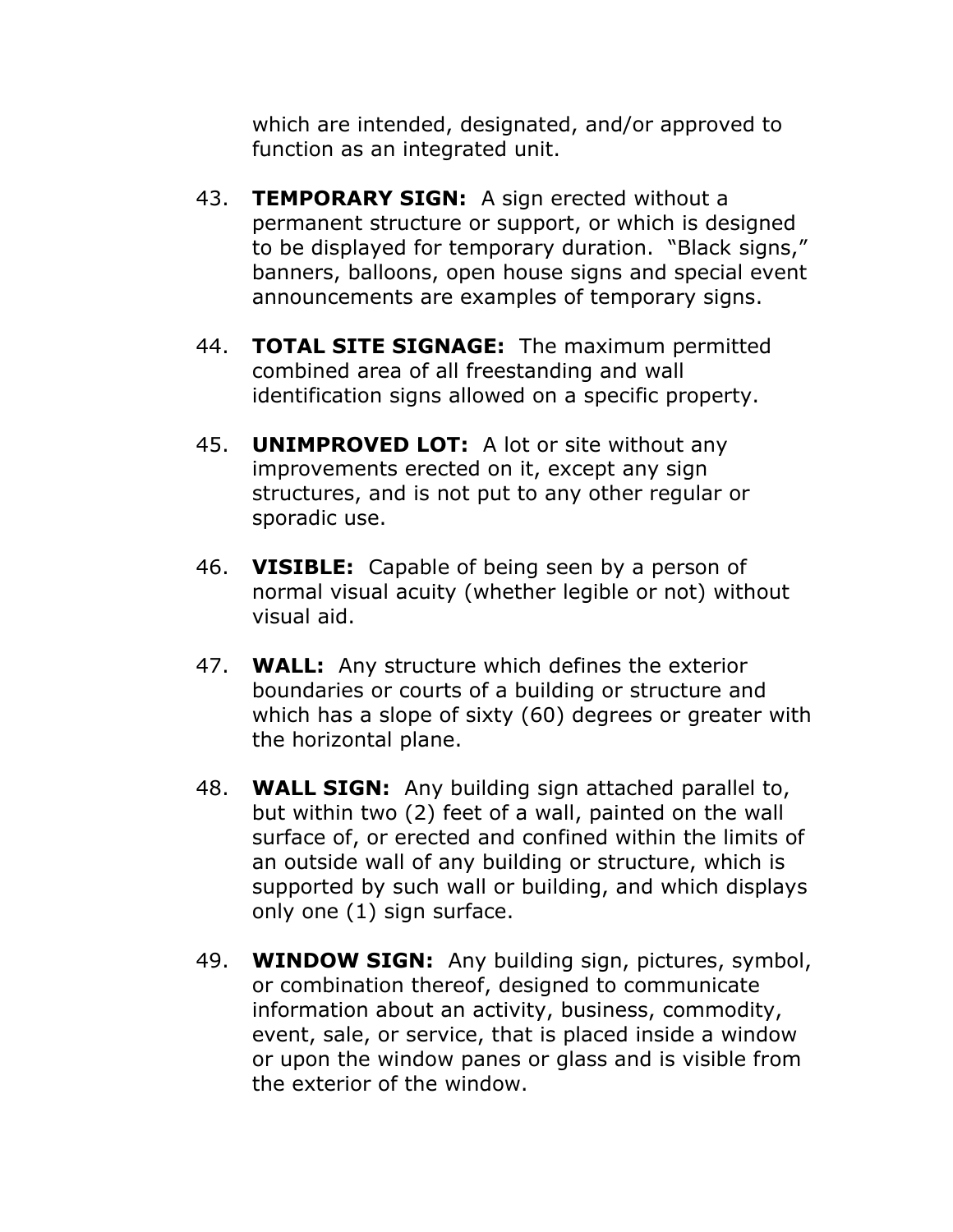which are intended, designated, and/or approved to function as an integrated unit.

43. **TEMPORARY SIGN:** A sign erected without a permanent structure or support, or which is designed to be displayed for temporary duration. "Black signs," banners, balloons, open house signs and special event announcements are examples of temporary signs.

44. **TOTAL SITE SIGNAGE:** The maximum permitted combined area of all freestanding and wall identification signs allowed on a specific property.

45. **UNIMPROVED LOT:** A lot or site without any improvements erected on it, except any sign structures, and is not put to any other regular or sporadic use.

46. **VISIBLE:** Capable of being seen by a person of normal visual acuity (whether legible or not) without visual aid.

47. **WALL:** Any structure which defines the exterior boundaries or courts of a building or structure and which has a slope of sixty (60) degrees or greater with the horizontal plane.

48. **WALL SIGN:** Any building sign attached parallel to, but within two (2) feet of a wall, painted on the wall surface of, or erected and confined within the limits of an outside wall of any building or structure, which is supported by such wall or building, and which displays only one (1) sign surface.

49. **WINDOW SIGN:** Any building sign, pictures, symbol, or combination thereof, designed to communicate information about an activity, business, commodity, event, sale, or service, that is placed inside a window or upon the window panes or glass and is visible from the exterior of the window.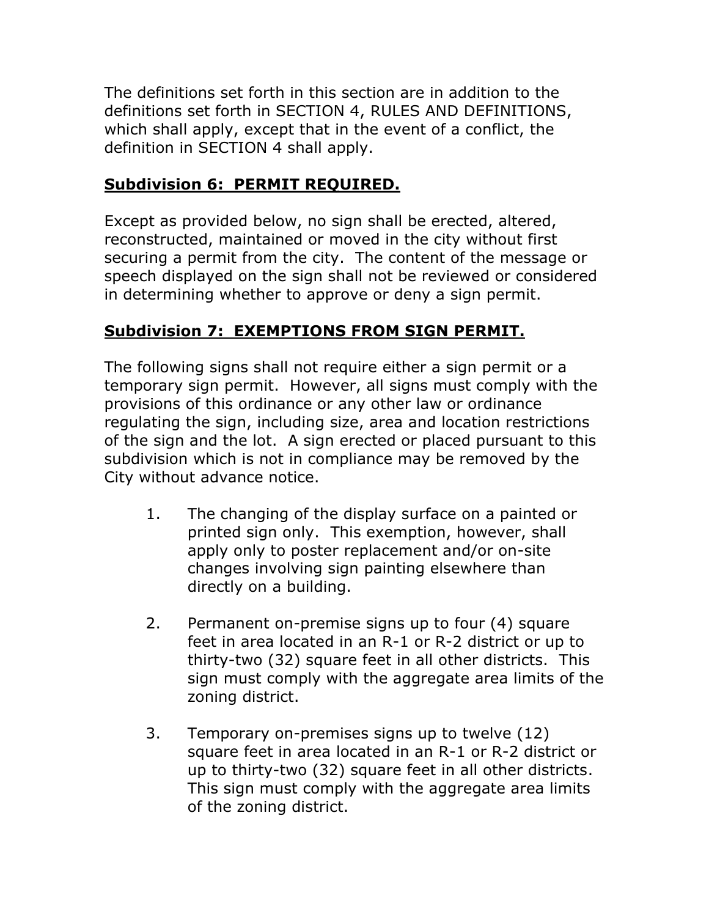The definitions set forth in this section are in addition to the definitions set forth in SECTION 4, RULES AND DEFINITIONS, which shall apply, except that in the event of a conflict, the definition in SECTION 4 shall apply.

## Subdivision 6: PERMIT REQUIRED.

Except as provided below, no sign shall be erected, altered, reconstructed, maintained or moved in the city without first securing a permit from the city. The content of the message or speech displayed on the sign shall not be reviewed or considered in determining whether to approve or deny a sign permit.

## Subdivision 7: EXEMPTIONS FROM SIGN PERMIT.

The following signs shall not require either a sign permit or a temporary sign permit. However, all signs must comply with the provisions of this ordinance or any other law or ordinance regulating the sign, including size, area and location restrictions of the sign and the lot. A sign erected or placed pursuant to this subdivision which is not in compliance may be removed by the City without advance notice.

1. The changing of the display surface on a painted or printed sign only. This exemption, however, shall apply only to poster replacement and/or on-site changes involving sign painting elsewhere than directly on a building.

2. Permanent on-premise signs up to four (4) square feet in area located in an R-1 or R-2 district or up to thirty-two (32) square feet in all other districts. This sign must comply with the aggregate area limits of the zoning district.

3. Temporary on-premises signs up to twelve (12) square feet in area located in an R-1 or R-2 district or up to thirty-two (32) square feet in all other districts. This sign must comply with the aggregate area limits of the zoning district.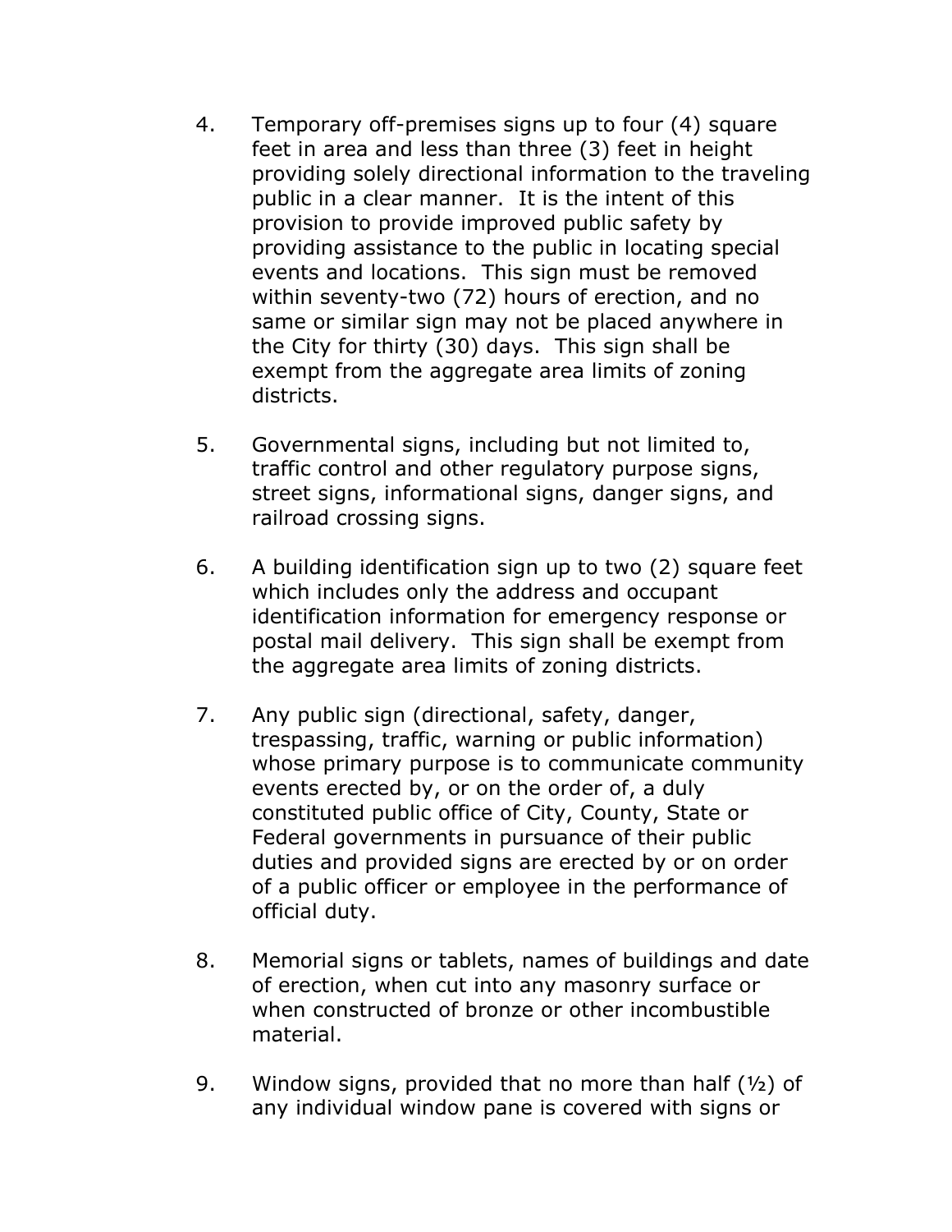4. Temporary off-premises signs up to four (4) square feet in area and less than three (3) feet in height providing solely directional information to the traveling public in a clear manner. It is the intent of this provision to provide improved public safety by providing assistance to the public in locating special events and locations. This sign must be removed within seventy-two (72) hours of erection, and no same or similar sign may not be placed anywhere in the City for thirty (30) days. This sign shall be exempt from the aggregate area limits of zoning districts.

5. Governmental signs, including but not limited to, traffic control and other regulatory purpose signs, street signs, informational signs, danger signs, and railroad crossing signs.

6. A building identification sign up to two (2) square feet which includes only the address and occupant identification information for emergency response or postal mail delivery. This sign shall be exempt from the aggregate area limits of zoning districts.

7. Any public sign (directional, safety, danger, trespassing, traffic, warning or public information) whose primary purpose is to communicate community events erected by, or on the order of, a duly constituted public office of City, County, State or Federal governments in pursuance of their public duties and provided signs are erected by or on order of a public officer or employee in the performance of official duty.

8. Memorial signs or tablets, names of buildings and date of erection, when cut into any masonry surface or when constructed of bronze or other incombustible material.

9. Window signs, provided that no more than half (½) of any individual window pane is covered with signs or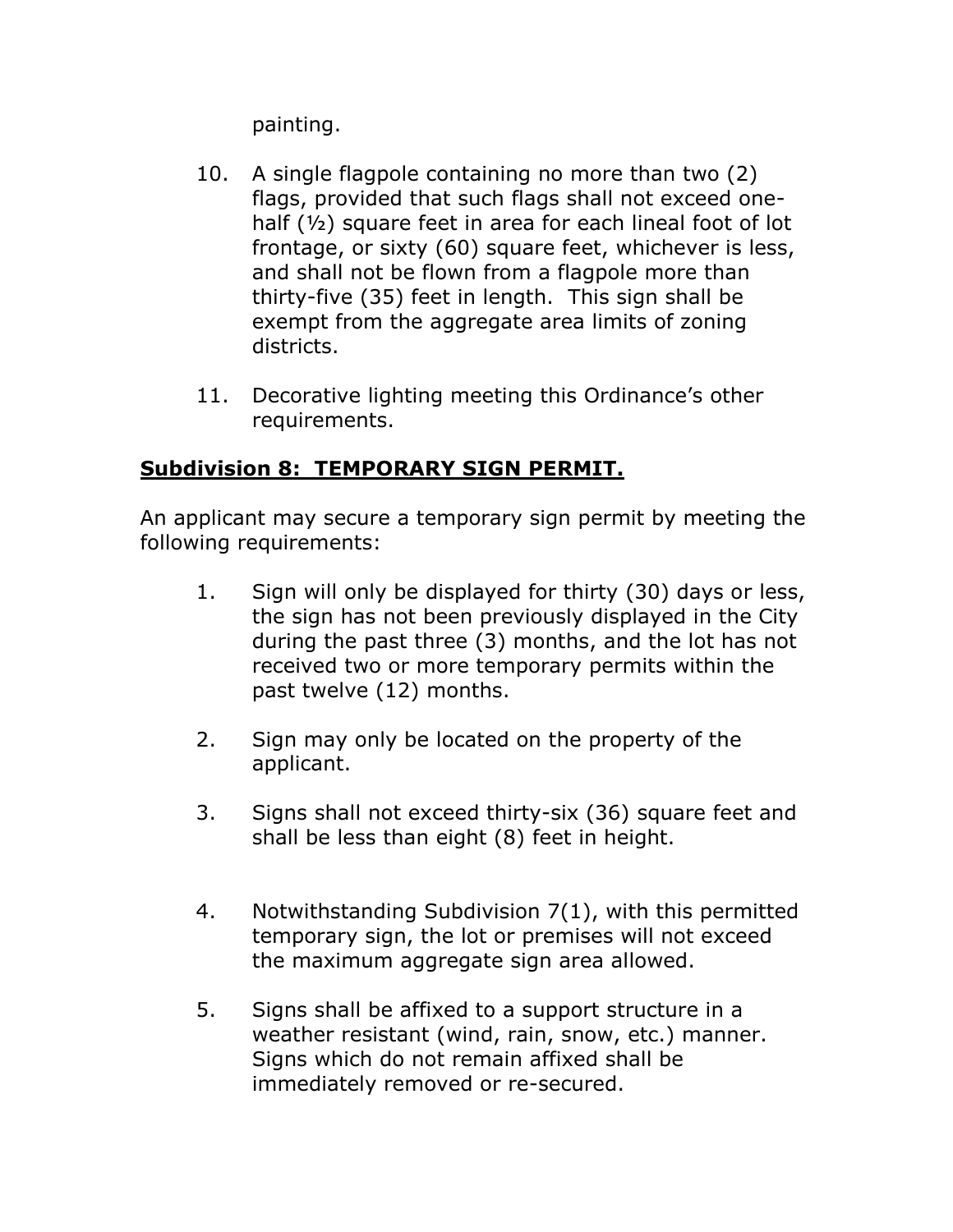painting.

10. A single flagpole containing no more than two (2) flags, provided that such flags shall not exceed one-half (½) square feet in area for each lineal foot of lot frontage, or sixty (60) square feet, whichever is less, and shall not be flown from a flagpole more than thirty-five (35) feet in length. This sign shall be exempt from the aggregate area limits of zoning districts.

11. Decorative lighting meeting this Ordinance's other requirements.

## Subdivision 8: TEMPORARY SIGN PERMIT.

An applicant may secure a temporary sign permit by meeting the following requirements:

1. Sign will only be displayed for thirty (30) days or less, the sign has not been previously displayed in the City during the past three (3) months, and the lot has not received two or more temporary permits within the past twelve (12) months.

2. Sign may only be located on the property of the applicant.

3. Signs shall not exceed thirty-six (36) square feet and shall be less than eight (8) feet in height.

4. Notwithstanding Subdivision 7(1), with this permitted temporary sign, the lot or premises will not exceed the maximum aggregate sign area allowed.

5. Signs shall be affixed to a support structure in a weather resistant (wind, rain, snow, etc.) manner. Signs which do not remain affixed shall be immediately removed or re-secured.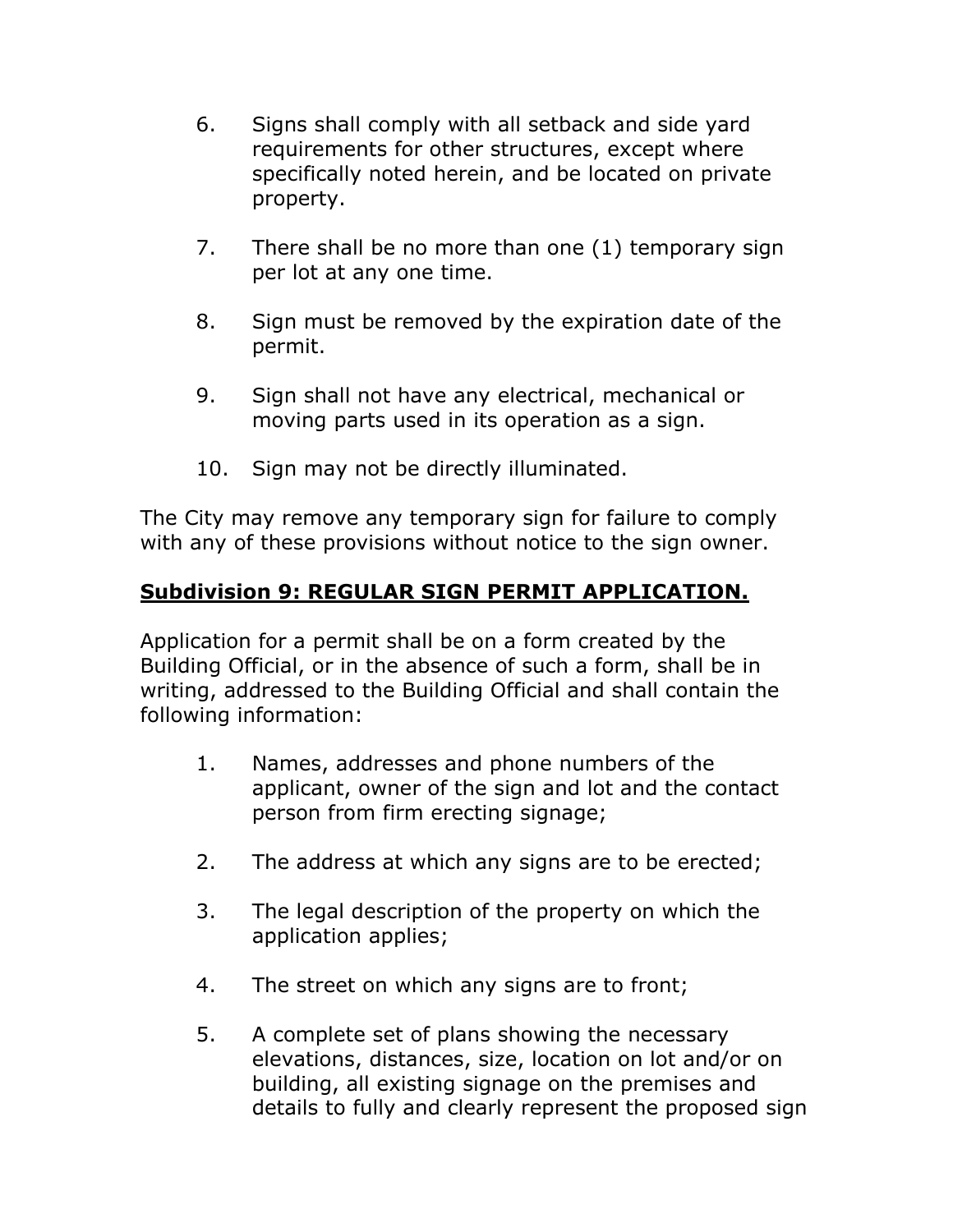6. Signs shall comply with all setback and side yard requirements for other structures, except where specifically noted herein, and be located on private property.

7. There shall be no more than one (1) temporary sign per lot at any one time.

8. Sign must be removed by the expiration date of the permit.

9. Sign shall not have any electrical, mechanical or moving parts used in its operation as a sign.

10. Sign may not be directly illuminated.

The City may remove any temporary sign for failure to comply with any of these provisions without notice to the sign owner.

**Subdivision 9: REGULAR SIGN PERMIT APPLICATION.**

Application for a permit shall be on a form created by the Building Official, or in the absence of such a form, shall be in writing, addressed to the Building Official and shall contain the following information:

1. Names, addresses and phone numbers of the applicant, owner of the sign and lot and the contact person from firm erecting signage;

2. The address at which any signs are to be erected;

3. The legal description of the property on which the application applies;

4. The street on which any signs are to front;

5. A complete set of plans showing the necessary elevations, distances, size, location on lot and/or on building, all existing signage on the premises and details to fully and clearly represent the proposed sign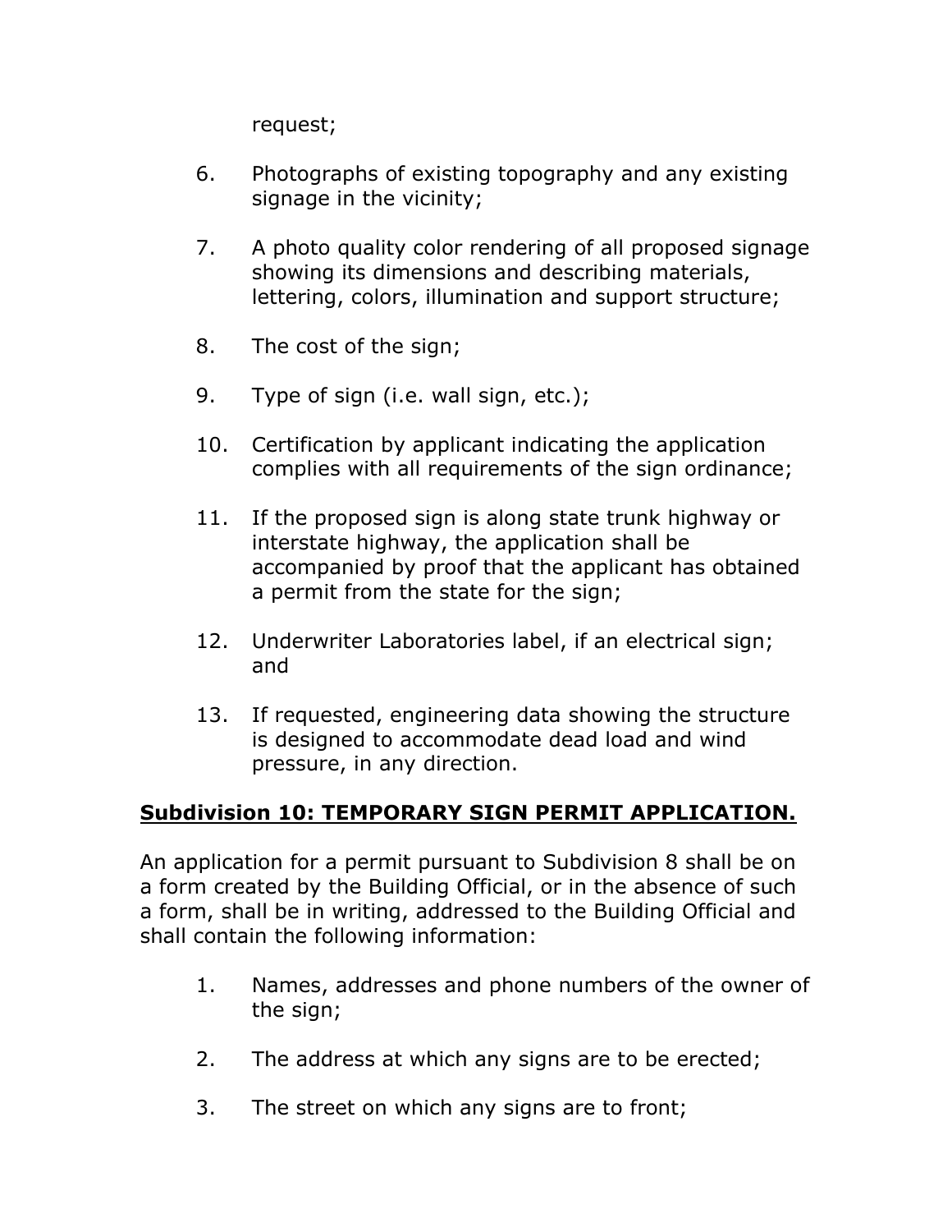request;

6. Photographs of existing topography and any existing signage in the vicinity;

7. A photo quality color rendering of all proposed signage showing its dimensions and describing materials, lettering, colors, illumination and support structure;

8. The cost of the sign;

9. Type of sign (i.e. wall sign, etc.);

10. Certification by applicant indicating the application complies with all requirements of the sign ordinance;

11. If the proposed sign is along state trunk highway or interstate highway, the application shall be accompanied by proof that the applicant has obtained a permit from the state for the sign;

12. Underwriter Laboratories label, if an electrical sign; and

13. If requested, engineering data showing the structure is designed to accommodate dead load and wind pressure, in any direction.

**Subdivision 10: TEMPORARY SIGN PERMIT APPLICATION.**

An application for a permit pursuant to Subdivision 8 shall be on a form created by the Building Official, or in the absence of such a form, shall be in writing, addressed to the Building Official and shall contain the following information:

1. Names, addresses and phone numbers of the owner of the sign;

2. The address at which any signs are to be erected;

3. The street on which any signs are to front;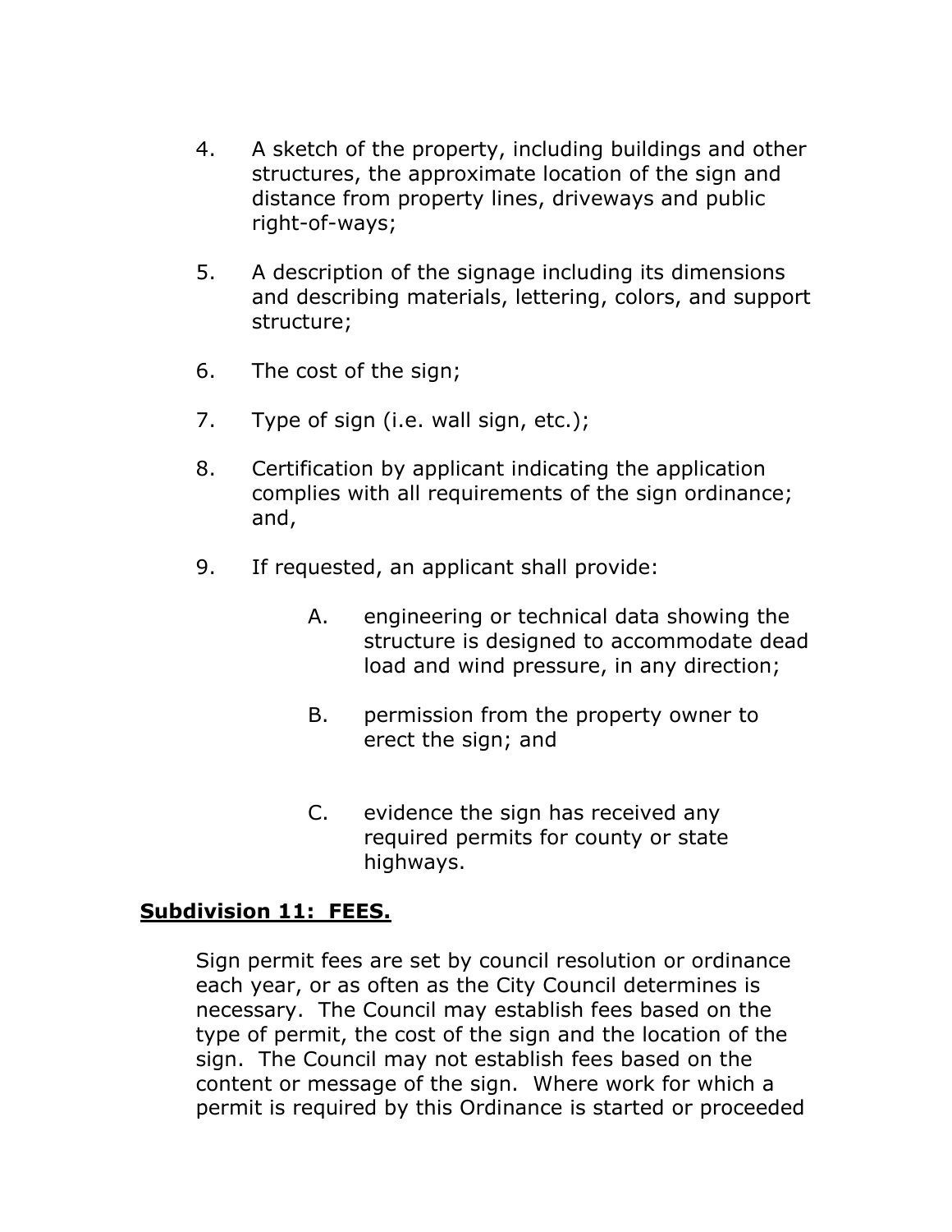4. A sketch of the property, including buildings and other structures, the approximate location of the sign and distance from property lines, driveways and public right-of-ways;

5. A description of the signage including its dimensions and describing materials, lettering, colors, and support structure;

6. The cost of the sign;

7. Type of sign (i.e. wall sign, etc.);

8. Certification by applicant indicating the application complies with all requirements of the sign ordinance; and,

9. If requested, an applicant shall provide:

   A. engineering or technical data showing the structure is designed to accommodate dead load and wind pressure, in any direction;

   B. permission from the property owner to erect the sign; and

   C. evidence the sign has received any required permits for county or state highways.

**Subdivision 11: FEES.**

Sign permit fees are set by council resolution or ordinance each year, or as often as the City Council determines is necessary. The Council may establish fees based on the type of permit, the cost of the sign and the location of the sign. The Council may not establish fees based on the content or message of the sign. Where work for which a permit is required by this Ordinance is started or proceeded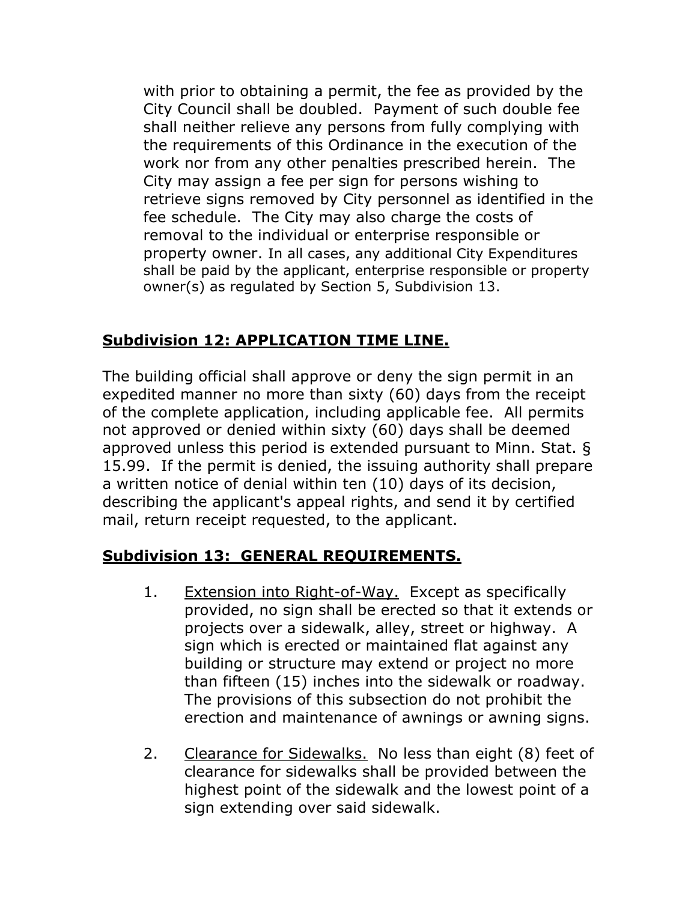with prior to obtaining a permit, the fee as provided by the City Council shall be doubled. Payment of such double fee shall neither relieve any persons from fully complying with the requirements of this Ordinance in the execution of the work nor from any other penalties prescribed herein. The City may assign a fee per sign for persons wishing to retrieve signs removed by City personnel as identified in the fee schedule. The City may also charge the costs of removal to the individual or enterprise responsible or property owner. In all cases, any additional City Expenditures shall be paid by the applicant, enterprise responsible or property owner(s) as regulated by Section 5, Subdivision 13.

## Subdivision 12: APPLICATION TIME LINE.

The building official shall approve or deny the sign permit in an expedited manner no more than sixty (60) days from the receipt of the complete application, including applicable fee. All permits not approved or denied within sixty (60) days shall be deemed approved unless this period is extended pursuant to Minn. Stat. § 15.99. If the permit is denied, the issuing authority shall prepare a written notice of denial within ten (10) days of its decision, describing the applicant's appeal rights, and send it by certified mail, return receipt requested, to the applicant.

## Subdivision 13: GENERAL REQUIREMENTS.

1. Extension into Right-of-Way. Except as specifically provided, no sign shall be erected so that it extends or projects over a sidewalk, alley, street or highway. A sign which is erected or maintained flat against any building or structure may extend or project no more than fifteen (15) inches into the sidewalk or roadway. The provisions of this subsection do not prohibit the erection and maintenance of awnings or awning signs.

2. Clearance for Sidewalks. No less than eight (8) feet of clearance for sidewalks shall be provided between the highest point of the sidewalk and the lowest point of a sign extending over said sidewalk.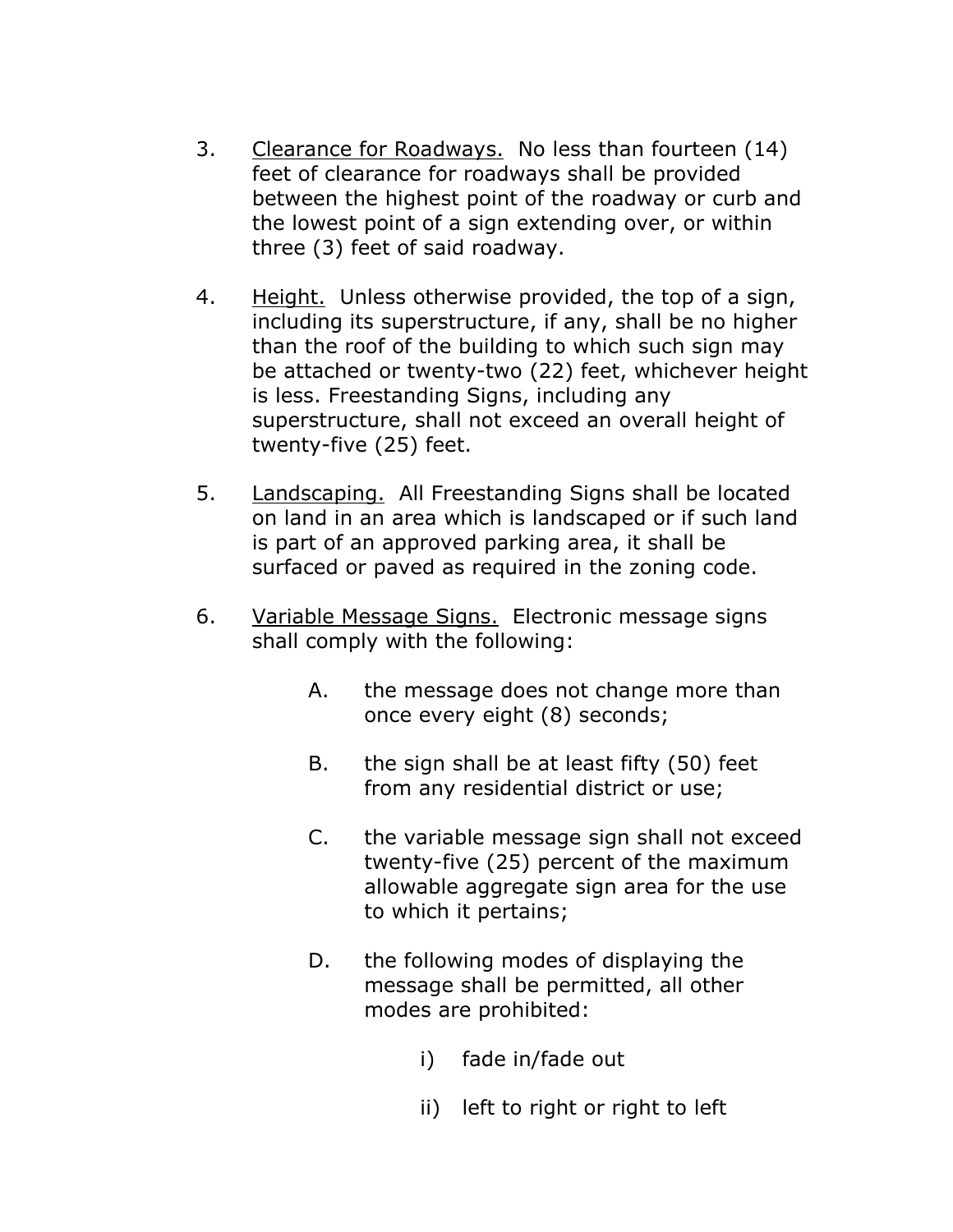3. <u>Clearance for Roadways.</u> No less than fourteen (14) feet of clearance for roadways shall be provided between the highest point of the roadway or curb and the lowest point of a sign extending over, or within three (3) feet of said roadway.

4. <u>Height.</u> Unless otherwise provided, the top of a sign, including its superstructure, if any, shall be no higher than the roof of the building to which such sign may be attached or twenty-two (22) feet, whichever height is less. Freestanding Signs, including any superstructure, shall not exceed an overall height of twenty-five (25) feet.

5. <u>Landscaping.</u> All Freestanding Signs shall be located on land in an area which is landscaped or if such land is part of an approved parking area, it shall be surfaced or paved as required in the zoning code.

6. <u>Variable Message Signs.</u> Electronic message signs shall comply with the following:

   A. the message does not change more than once every eight (8) seconds;

   B. the sign shall be at least fifty (50) feet from any residential district or use;

   C. the variable message sign shall not exceed twenty-five (25) percent of the maximum allowable aggregate sign area for the use to which it pertains;

   D. the following modes of displaying the message shall be permitted, all other modes are prohibited:

      i) fade in/fade out

      ii) left to right or right to left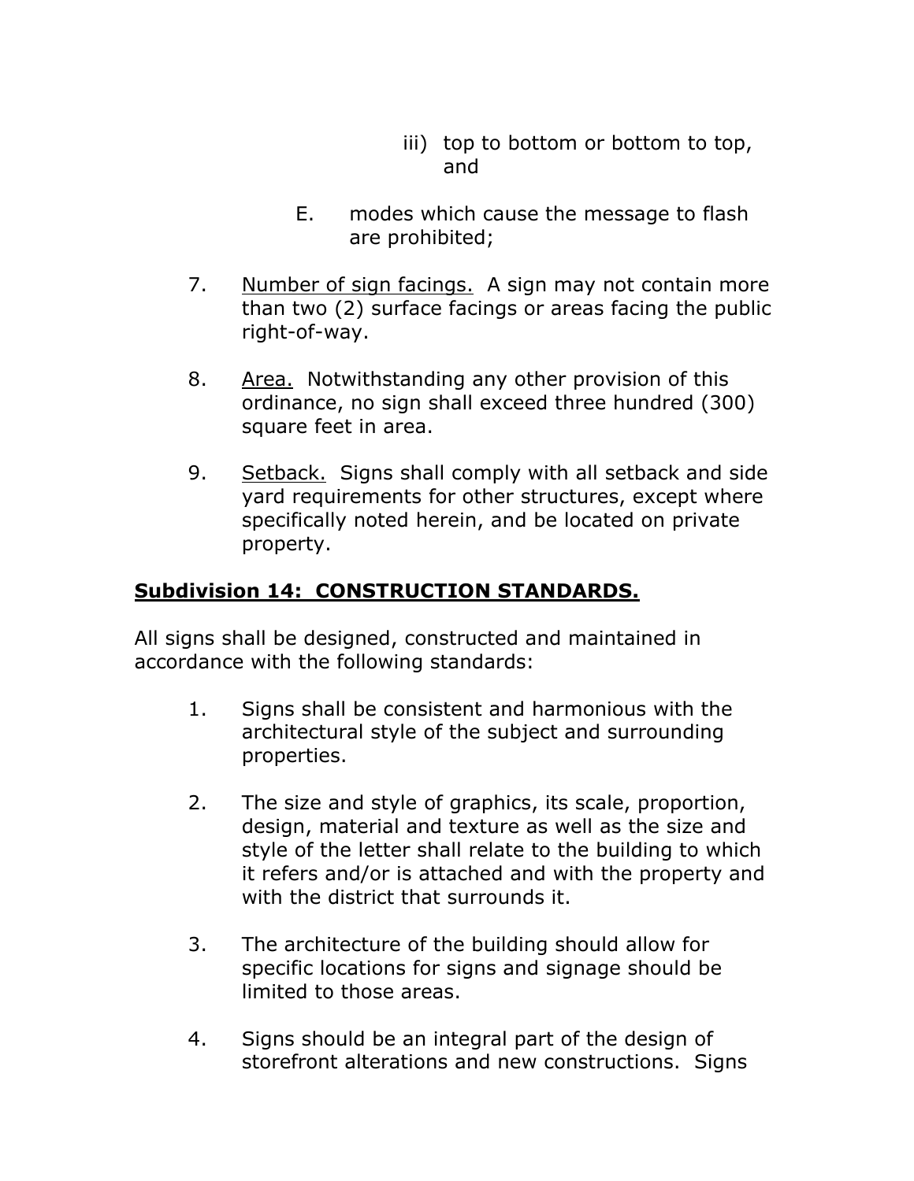iii) top to bottom or bottom to top, and

E. modes which cause the message to flash are prohibited;

7. Number of sign facings. A sign may not contain more than two (2) surface facings or areas facing the public right-of-way.

8. Area. Notwithstanding any other provision of this ordinance, no sign shall exceed three hundred (300) square feet in area.

9. Setback. Signs shall comply with all setback and side yard requirements for other structures, except where specifically noted herein, and be located on private property.

## Subdivision 14: CONSTRUCTION STANDARDS.

All signs shall be designed, constructed and maintained in accordance with the following standards:

1. Signs shall be consistent and harmonious with the architectural style of the subject and surrounding properties.

2. The size and style of graphics, its scale, proportion, design, material and texture as well as the size and style of the letter shall relate to the building to which it refers and/or is attached and with the property and with the district that surrounds it.

3. The architecture of the building should allow for specific locations for signs and signage should be limited to those areas.

4. Signs should be an integral part of the design of storefront alterations and new constructions. Signs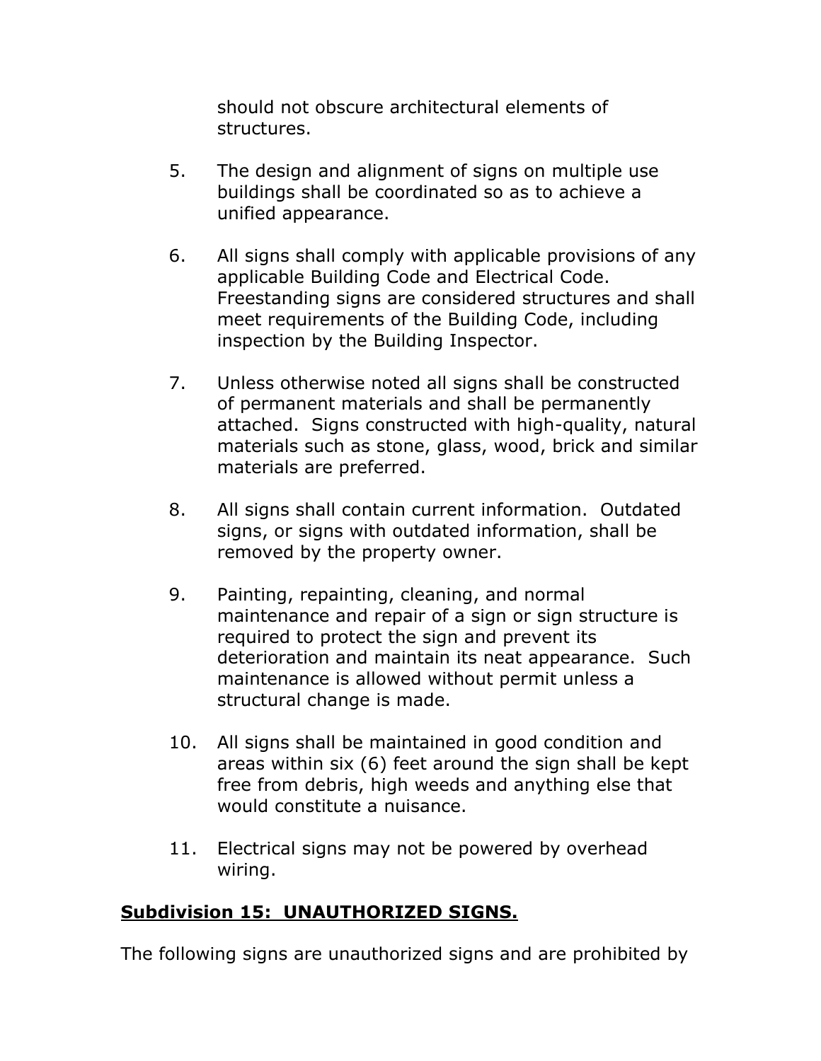should not obscure architectural elements of structures.

5. The design and alignment of signs on multiple use buildings shall be coordinated so as to achieve a unified appearance.

6. All signs shall comply with applicable provisions of any applicable Building Code and Electrical Code. Freestanding signs are considered structures and shall meet requirements of the Building Code, including inspection by the Building Inspector.

7. Unless otherwise noted all signs shall be constructed of permanent materials and shall be permanently attached. Signs constructed with high-quality, natural materials such as stone, glass, wood, brick and similar materials are preferred.

8. All signs shall contain current information. Outdated signs, or signs with outdated information, shall be removed by the property owner.

9. Painting, repainting, cleaning, and normal maintenance and repair of a sign or sign structure is required to protect the sign and prevent its deterioration and maintain its neat appearance. Such maintenance is allowed without permit unless a structural change is made.

10. All signs shall be maintained in good condition and areas within six (6) feet around the sign shall be kept free from debris, high weeds and anything else that would constitute a nuisance.

11. Electrical signs may not be powered by overhead wiring.

**<u>Subdivision 15: UNAUTHORIZED SIGNS.</u>**

The following signs are unauthorized signs and are prohibited by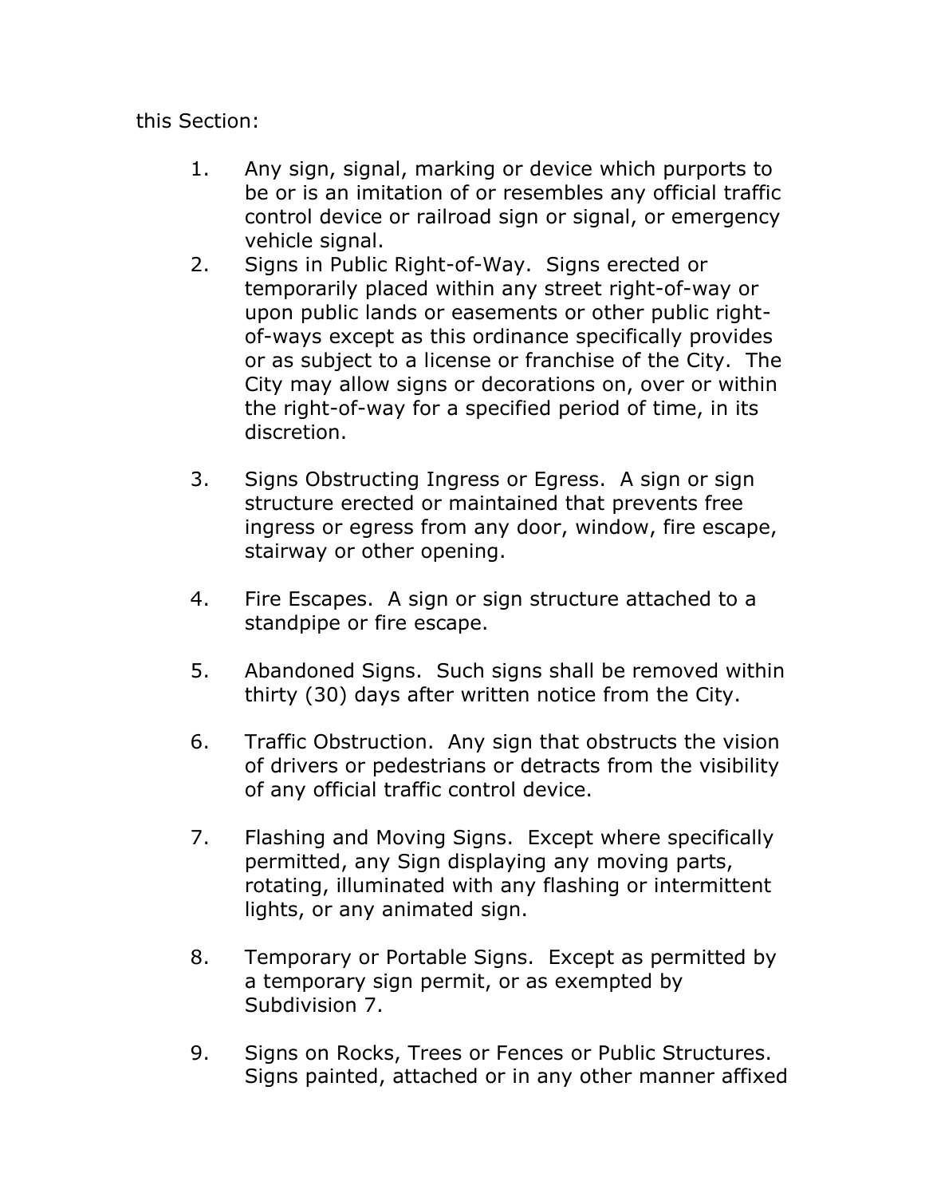this Section:

1. Any sign, signal, marking or device which purports to be or is an imitation of or resembles any official traffic control device or railroad sign or signal, or emergency vehicle signal.
2. Signs in Public Right-of-Way. Signs erected or temporarily placed within any street right-of-way or upon public lands or easements or other public right-of-ways except as this ordinance specifically provides or as subject to a license or franchise of the City. The City may allow signs or decorations on, over or within the right-of-way for a specified period of time, in its discretion.

3. Signs Obstructing Ingress or Egress. A sign or sign structure erected or maintained that prevents free ingress or egress from any door, window, fire escape, stairway or other opening.

4. Fire Escapes. A sign or sign structure attached to a standpipe or fire escape.

5. Abandoned Signs. Such signs shall be removed within thirty (30) days after written notice from the City.

6. Traffic Obstruction. Any sign that obstructs the vision of drivers or pedestrians or detracts from the visibility of any official traffic control device.

7. Flashing and Moving Signs. Except where specifically permitted, any Sign displaying any moving parts, rotating, illuminated with any flashing or intermittent lights, or any animated sign.

8. Temporary or Portable Signs. Except as permitted by a temporary sign permit, or as exempted by Subdivision 7.

9. Signs on Rocks, Trees or Fences or Public Structures. Signs painted, attached or in any other manner affixed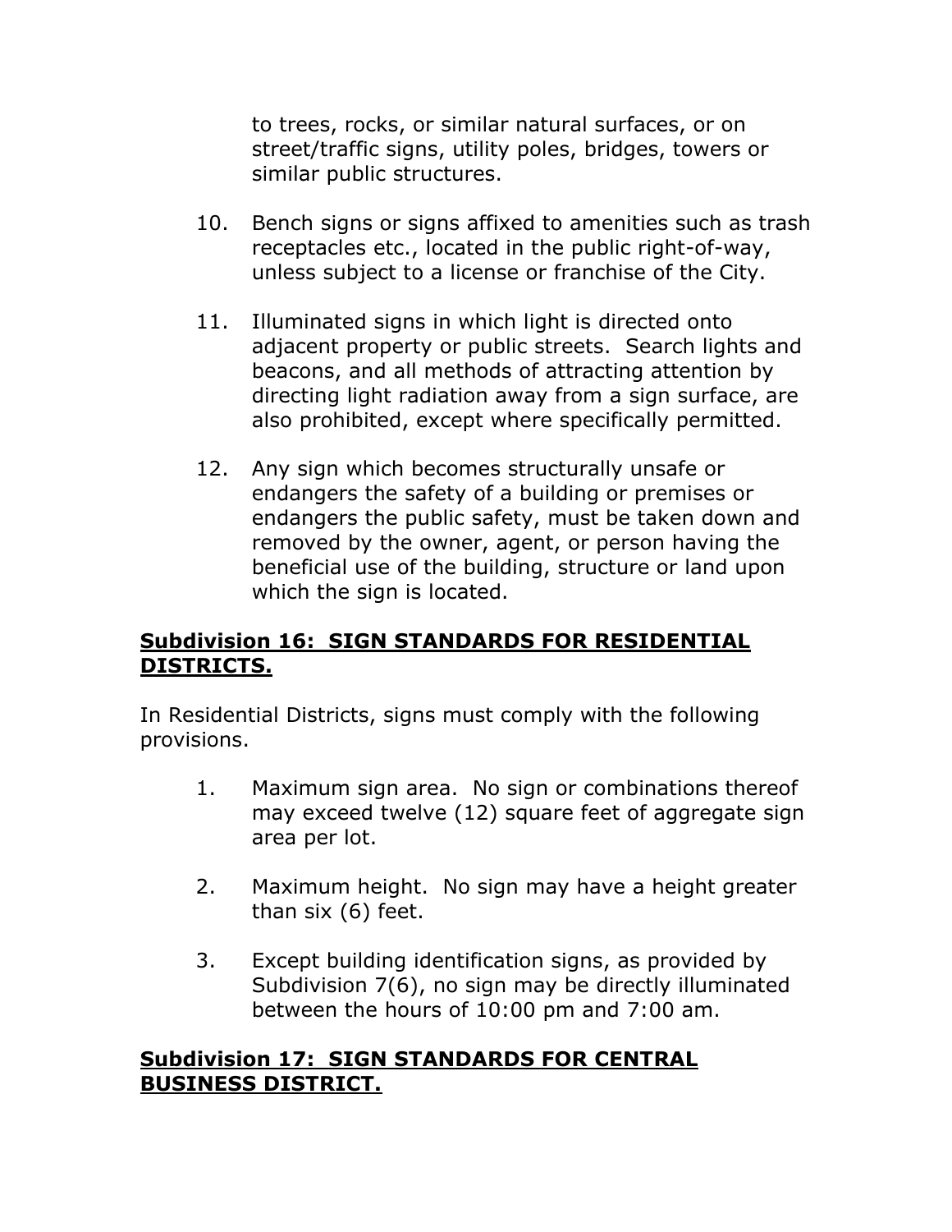to trees, rocks, or similar natural surfaces, or on street/traffic signs, utility poles, bridges, towers or similar public structures.

10. Bench signs or signs affixed to amenities such as trash receptacles etc., located in the public right-of-way, unless subject to a license or franchise of the City.

11. Illuminated signs in which light is directed onto adjacent property or public streets. Search lights and beacons, and all methods of attracting attention by directing light radiation away from a sign surface, are also prohibited, except where specifically permitted.

12. Any sign which becomes structurally unsafe or endangers the safety of a building or premises or endangers the public safety, must be taken down and removed by the owner, agent, or person having the beneficial use of the building, structure or land upon which the sign is located.

## **Subdivision 16: SIGN STANDARDS FOR RESIDENTIAL DISTRICTS.**

In Residential Districts, signs must comply with the following provisions.

1. Maximum sign area. No sign or combinations thereof may exceed twelve (12) square feet of aggregate sign area per lot.

2. Maximum height. No sign may have a height greater than six (6) feet.

3. Except building identification signs, as provided by Subdivision 7(6), no sign may be directly illuminated between the hours of 10:00 pm and 7:00 am.

## **Subdivision 17: SIGN STANDARDS FOR CENTRAL BUSINESS DISTRICT.**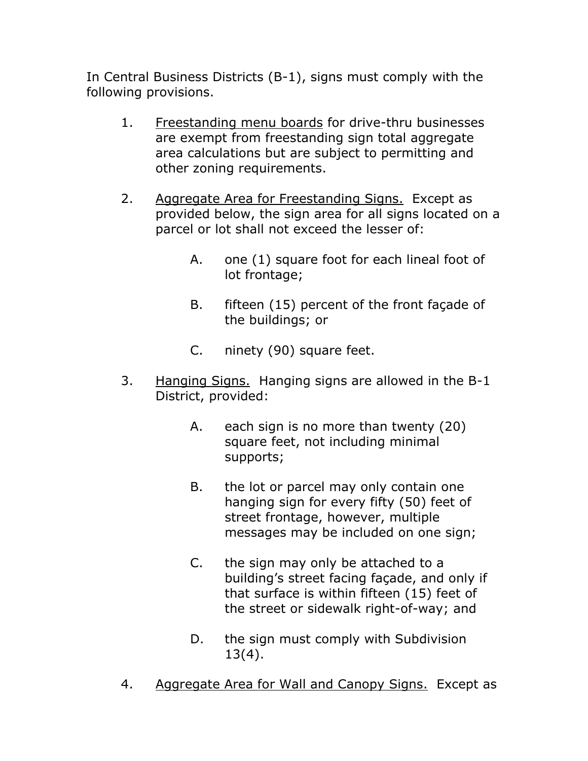In Central Business Districts (B-1), signs must comply with the following provisions.

1. <u>Freestanding menu boards</u> for drive-thru businesses are exempt from freestanding sign total aggregate area calculations but are subject to permitting and other zoning requirements.

2. <u>Aggregate Area for Freestanding Signs.</u> Except as provided below, the sign area for all signs located on a parcel or lot shall not exceed the lesser of:

   A. one (1) square foot for each lineal foot of lot frontage;

   B. fifteen (15) percent of the front façade of the buildings; or

   C. ninety (90) square feet.

3. <u>Hanging Signs.</u> Hanging signs are allowed in the B-1 District, provided:

   A. each sign is no more than twenty (20) square feet, not including minimal supports;

   B. the lot or parcel may only contain one hanging sign for every fifty (50) feet of street frontage, however, multiple messages may be included on one sign;

   C. the sign may only be attached to a building's street facing façade, and only if that surface is within fifteen (15) feet of the street or sidewalk right-of-way; and

   D. the sign must comply with Subdivision 13(4).

4. <u>Aggregate Area for Wall and Canopy Signs.</u> Except as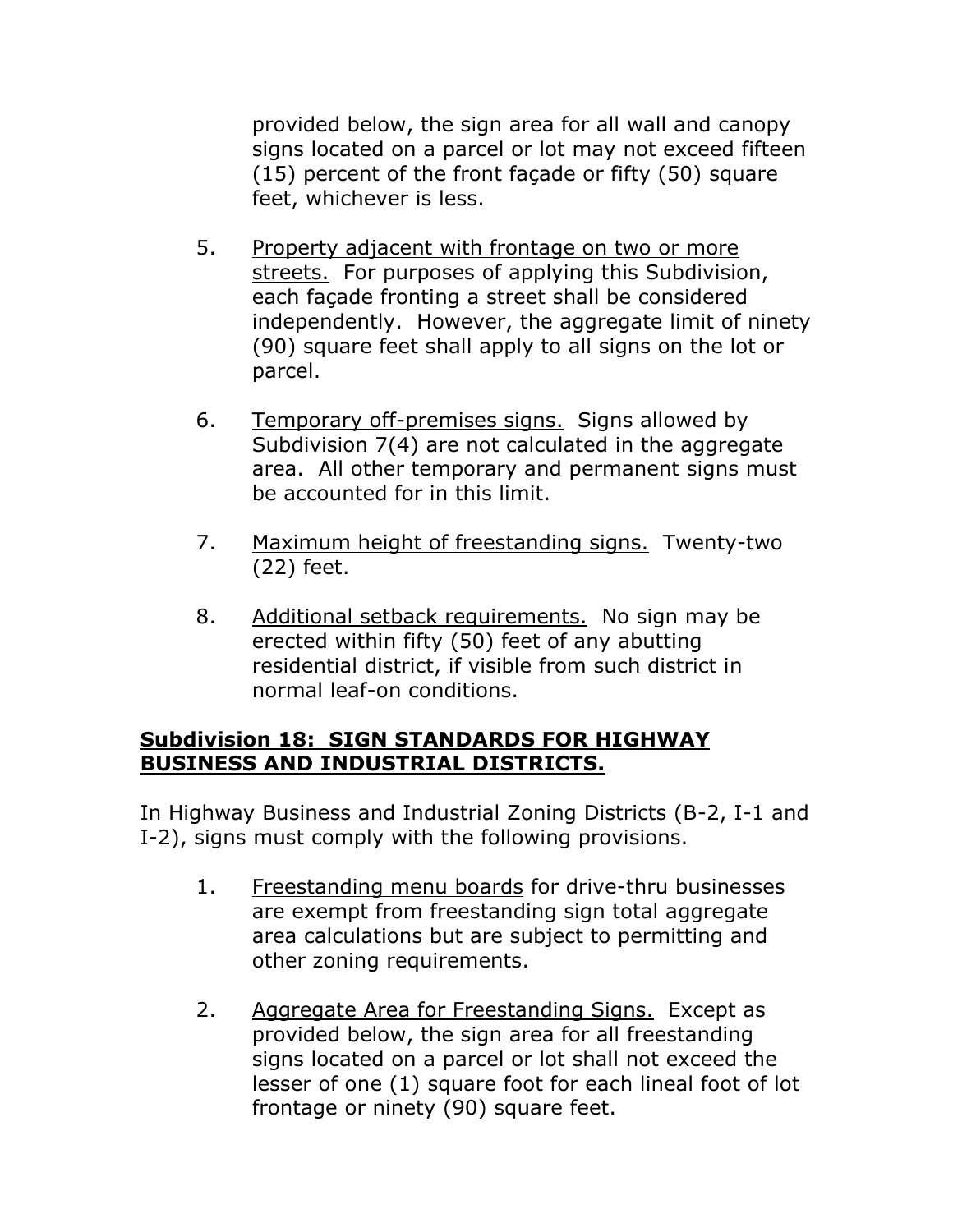provided below, the sign area for all wall and canopy signs located on a parcel or lot may not exceed fifteen (15) percent of the front façade or fifty (50) square feet, whichever is less.

5. Property adjacent with frontage on two or more streets. For purposes of applying this Subdivision, each façade fronting a street shall be considered independently. However, the aggregate limit of ninety (90) square feet shall apply to all signs on the lot or parcel.

6. Temporary off-premises signs. Signs allowed by Subdivision 7(4) are not calculated in the aggregate area. All other temporary and permanent signs must be accounted for in this limit.

7. Maximum height of freestanding signs. Twenty-two (22) feet.

8. Additional setback requirements. No sign may be erected within fifty (50) feet of any abutting residential district, if visible from such district in normal leaf-on conditions.

## Subdivision 18: SIGN STANDARDS FOR HIGHWAY BUSINESS AND INDUSTRIAL DISTRICTS.

In Highway Business and Industrial Zoning Districts (B-2, I-1 and I-2), signs must comply with the following provisions.

1. Freestanding menu boards for drive-thru businesses are exempt from freestanding sign total aggregate area calculations but are subject to permitting and other zoning requirements.

2. Aggregate Area for Freestanding Signs. Except as provided below, the sign area for all freestanding signs located on a parcel or lot shall not exceed the lesser of one (1) square foot for each lineal foot of lot frontage or ninety (90) square feet.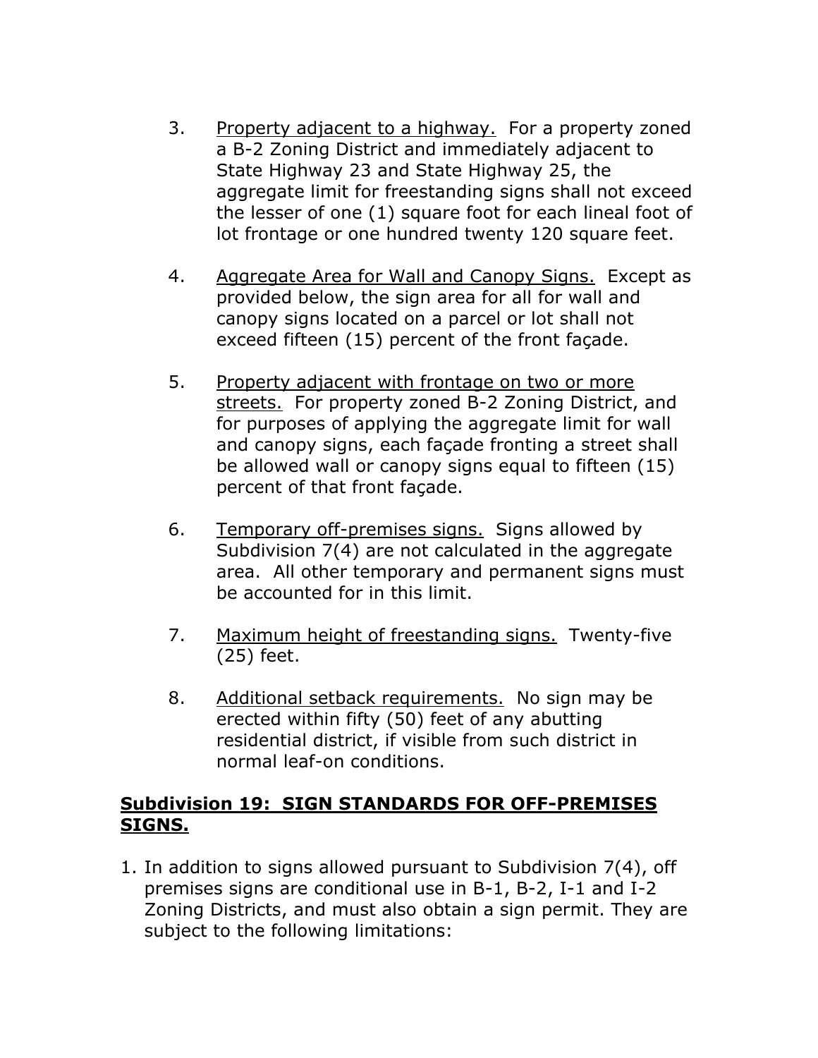3. Property adjacent to a highway. For a property zoned a B-2 Zoning District and immediately adjacent to State Highway 23 and State Highway 25, the aggregate limit for freestanding signs shall not exceed the lesser of one (1) square foot for each lineal foot of lot frontage or one hundred twenty 120 square feet.

4. Aggregate Area for Wall and Canopy Signs. Except as provided below, the sign area for all for wall and canopy signs located on a parcel or lot shall not exceed fifteen (15) percent of the front façade.

5. Property adjacent with frontage on two or more streets. For property zoned B-2 Zoning District, and for purposes of applying the aggregate limit for wall and canopy signs, each façade fronting a street shall be allowed wall or canopy signs equal to fifteen (15) percent of that front façade.

6. Temporary off-premises signs. Signs allowed by Subdivision 7(4) are not calculated in the aggregate area. All other temporary and permanent signs must be accounted for in this limit.

7. Maximum height of freestanding signs. Twenty-five (25) feet.

8. Additional setback requirements. No sign may be erected within fifty (50) feet of any abutting residential district, if visible from such district in normal leaf-on conditions.

## Subdivision 19: SIGN STANDARDS FOR OFF-PREMISES SIGNS.

1. In addition to signs allowed pursuant to Subdivision 7(4), off premises signs are conditional use in B-1, B-2, I-1 and I-2 Zoning Districts, and must also obtain a sign permit. They are subject to the following limitations: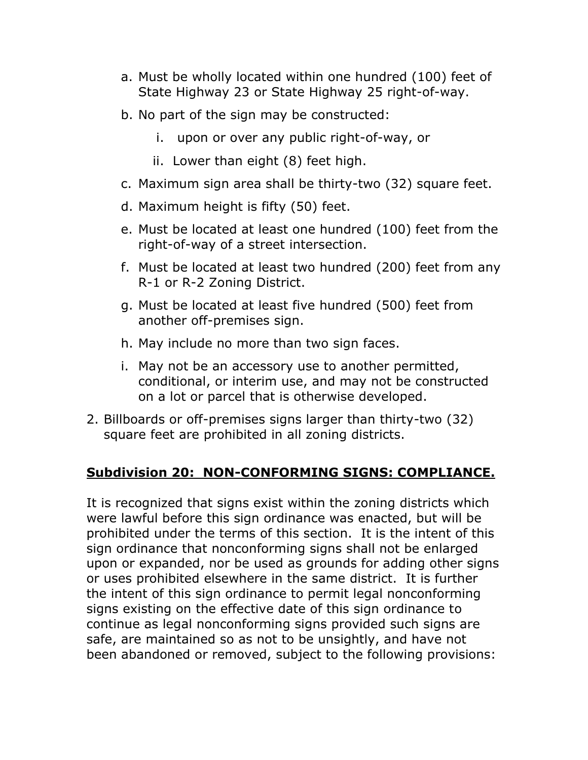a. Must be wholly located within one hundred (100) feet of State Highway 23 or State Highway 25 right-of-way.

b. No part of the sign may be constructed:

   i. upon or over any public right-of-way, or

   ii. Lower than eight (8) feet high.

c. Maximum sign area shall be thirty-two (32) square feet.

d. Maximum height is fifty (50) feet.

e. Must be located at least one hundred (100) feet from the right-of-way of a street intersection.

f. Must be located at least two hundred (200) feet from any R-1 or R-2 Zoning District.

g. Must be located at least five hundred (500) feet from another off-premises sign.

h. May include no more than two sign faces.

i. May not be an accessory use to another permitted, conditional, or interim use, and may not be constructed on a lot or parcel that is otherwise developed.

2. Billboards or off-premises signs larger than thirty-two (32) square feet are prohibited in all zoning districts.

## Subdivision 20: NON-CONFORMING SIGNS: COMPLIANCE.

It is recognized that signs exist within the zoning districts which were lawful before this sign ordinance was enacted, but will be prohibited under the terms of this section. It is the intent of this sign ordinance that nonconforming signs shall not be enlarged upon or expanded, nor be used as grounds for adding other signs or uses prohibited elsewhere in the same district. It is further the intent of this sign ordinance to permit legal nonconforming signs existing on the effective date of this sign ordinance to continue as legal nonconforming signs provided such signs are safe, are maintained so as not to be unsightly, and have not been abandoned or removed, subject to the following provisions: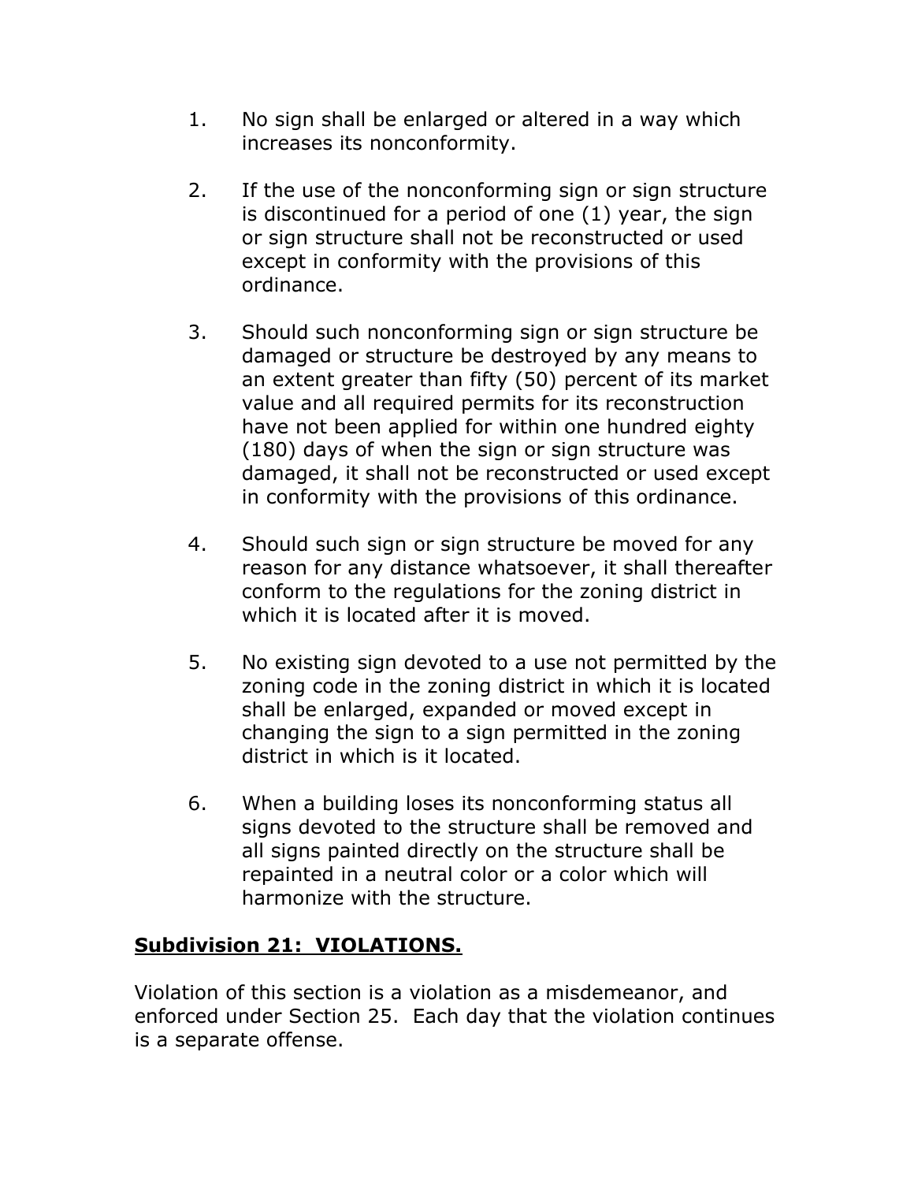1. No sign shall be enlarged or altered in a way which increases its nonconformity.

2. If the use of the nonconforming sign or sign structure is discontinued for a period of one (1) year, the sign or sign structure shall not be reconstructed or used except in conformity with the provisions of this ordinance.

3. Should such nonconforming sign or sign structure be damaged or structure be destroyed by any means to an extent greater than fifty (50) percent of its market value and all required permits for its reconstruction have not been applied for within one hundred eighty (180) days of when the sign or sign structure was damaged, it shall not be reconstructed or used except in conformity with the provisions of this ordinance.

4. Should such sign or sign structure be moved for any reason for any distance whatsoever, it shall thereafter conform to the regulations for the zoning district in which it is located after it is moved.

5. No existing sign devoted to a use not permitted by the zoning code in the zoning district in which it is located shall be enlarged, expanded or moved except in changing the sign to a sign permitted in the zoning district in which is it located.

6. When a building loses its nonconforming status all signs devoted to the structure shall be removed and all signs painted directly on the structure shall be repainted in a neutral color or a color which will harmonize with the structure.

**Subdivision 21: VIOLATIONS.**

Violation of this section is a violation as a misdemeanor, and enforced under Section 25. Each day that the violation continues is a separate offense.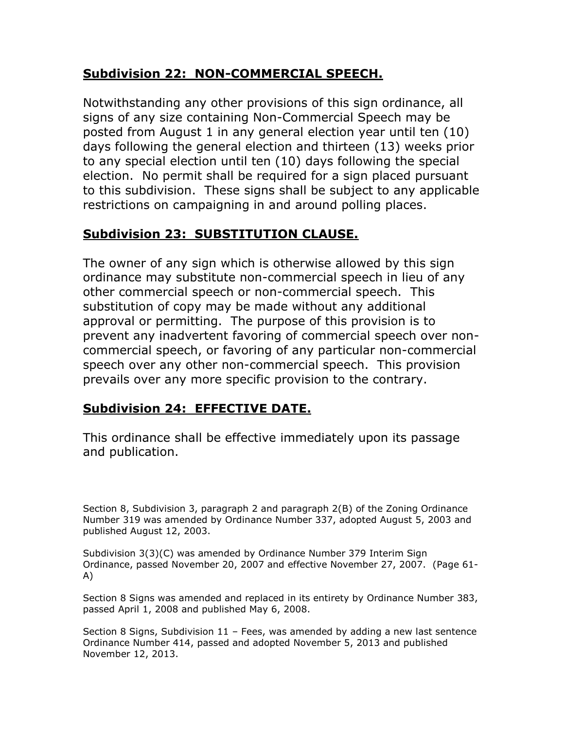## **Subdivision 22: NON-COMMERCIAL SPEECH.**

Notwithstanding any other provisions of this sign ordinance, all signs of any size containing Non-Commercial Speech may be posted from August 1 in any general election year until ten (10) days following the general election and thirteen (13) weeks prior to any special election until ten (10) days following the special election. No permit shall be required for a sign placed pursuant to this subdivision. These signs shall be subject to any applicable restrictions on campaigning in and around polling places.

## **Subdivision 23: SUBSTITUTION CLAUSE.**

The owner of any sign which is otherwise allowed by this sign ordinance may substitute non-commercial speech in lieu of any other commercial speech or non-commercial speech. This substitution of copy may be made without any additional approval or permitting. The purpose of this provision is to prevent any inadvertent favoring of commercial speech over non-commercial speech, or favoring of any particular non-commercial speech over any other non-commercial speech. This provision prevails over any more specific provision to the contrary.

## **Subdivision 24: EFFECTIVE DATE.**

This ordinance shall be effective immediately upon its passage and publication.

Section 8, Subdivision 3, paragraph 2 and paragraph 2(B) of the Zoning Ordinance Number 319 was amended by Ordinance Number 337, adopted August 5, 2003 and published August 12, 2003.

Subdivision 3(3)(C) was amended by Ordinance Number 379 Interim Sign Ordinance, passed November 20, 2007 and effective November 27, 2007. (Page 61-A)

Section 8 Signs was amended and replaced in its entirety by Ordinance Number 383, passed April 1, 2008 and published May 6, 2008.

Section 8 Signs, Subdivision 11 – Fees, was amended by adding a new last sentence Ordinance Number 414, passed and adopted November 5, 2013 and published November 12, 2013.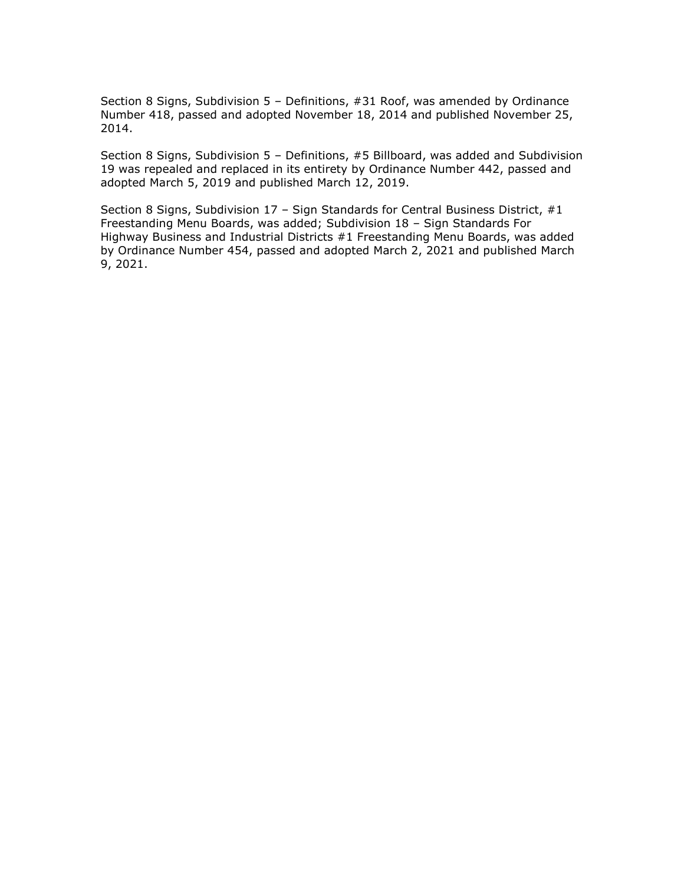Section 8 Signs, Subdivision 5 – Definitions, #31 Roof, was amended by Ordinance Number 418, passed and adopted November 18, 2014 and published November 25, 2014.

Section 8 Signs, Subdivision 5 – Definitions, #5 Billboard, was added and Subdivision 19 was repealed and replaced in its entirety by Ordinance Number 442, passed and adopted March 5, 2019 and published March 12, 2019.

Section 8 Signs, Subdivision 17 – Sign Standards for Central Business District, #1 Freestanding Menu Boards, was added; Subdivision 18 – Sign Standards For Highway Business and Industrial Districts #1 Freestanding Menu Boards, was added by Ordinance Number 454, passed and adopted March 2, 2021 and published March 9, 2021.